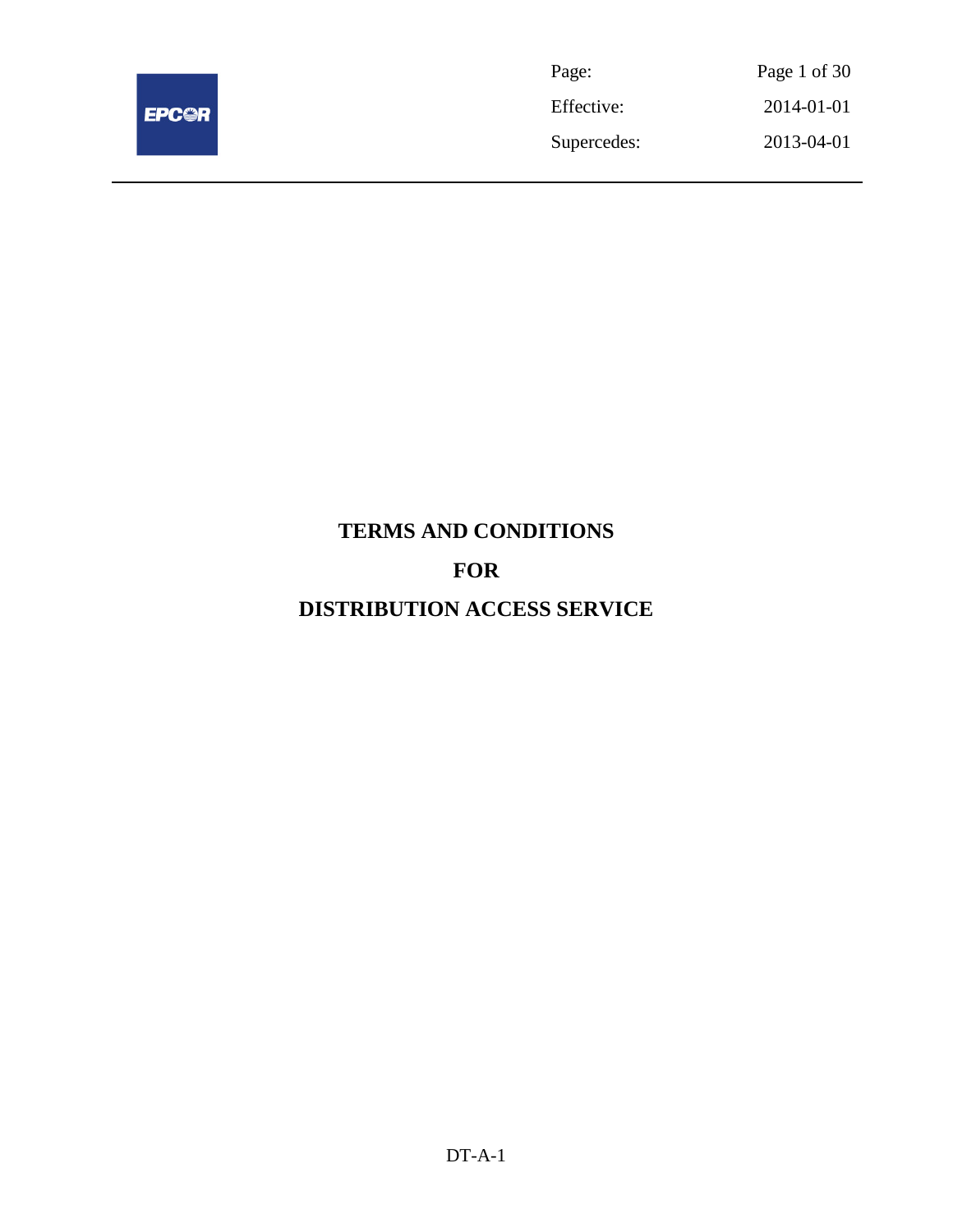# TERMS AND CONDITIONS

# FOR

# DISTRIBUTION ACCESS SERVICE

DT-A-1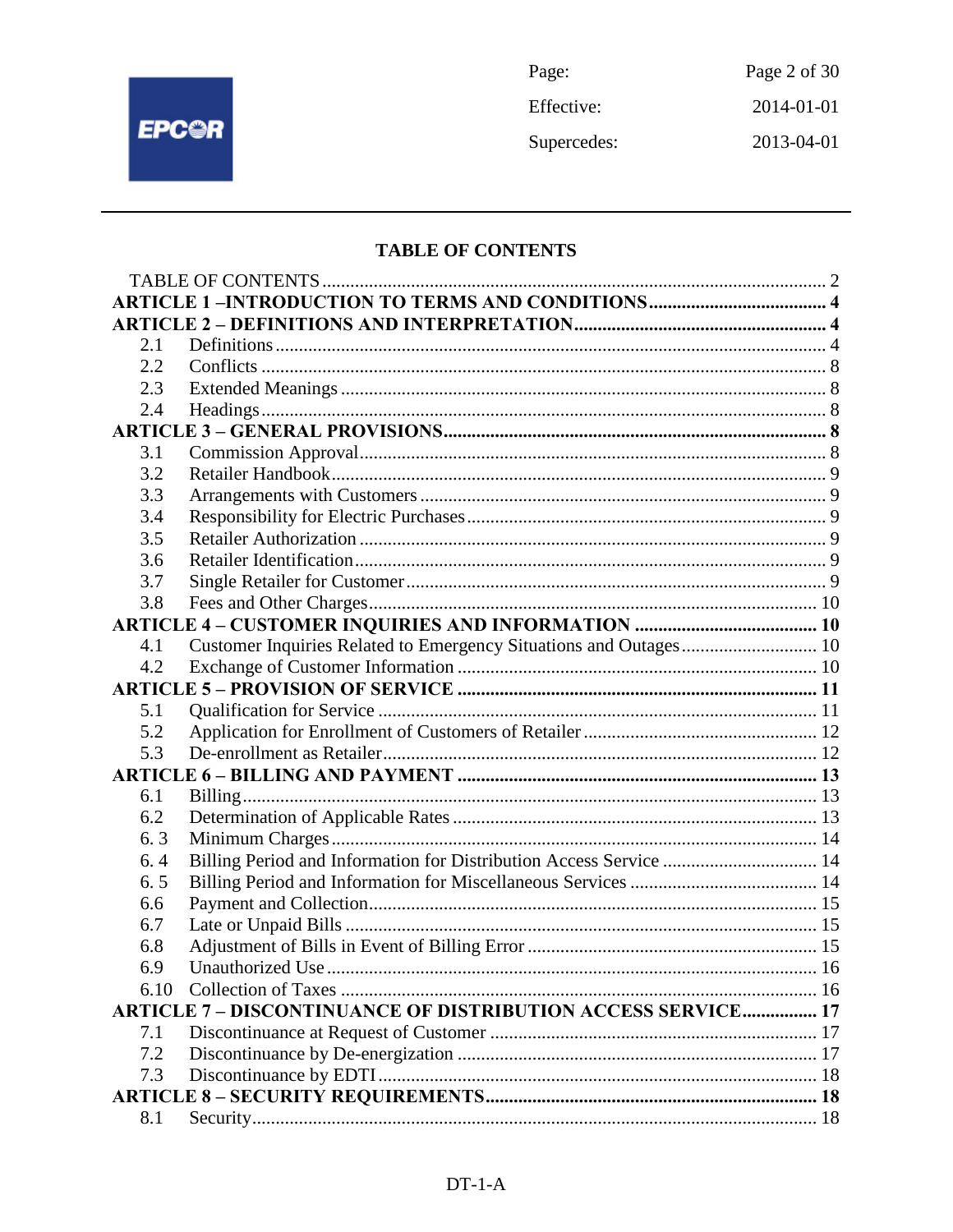## TABLE OF CONTENTS

TABLE OF CONTENTS ... 2

**ARTICLE 1 –INTRODUCTION TO TERMS AND CONDITIONS ... 4**

**ARTICLE 2 – DEFINITIONS AND INTERPRETATION ... 4**

- 2.1 Definitions ... 4
- 2.2 Conflicts ... 8
- 2.3 Extended Meanings ... 8
- 2.4 Headings ... 8

**ARTICLE 3 – GENERAL PROVISIONS ... 8**

- 3.1 Commission Approval ... 8
- 3.2 Retailer Handbook ... 9
- 3.3 Arrangements with Customers ... 9
- 3.4 Responsibility for Electric Purchases ... 9
- 3.5 Retailer Authorization ... 9
- 3.6 Retailer Identification ... 9
- 3.7 Single Retailer for Customer ... 9
- 3.8 Fees and Other Charges ... 10

**ARTICLE 4 – CUSTOMER INQUIRIES AND INFORMATION ... 10**

- 4.1 Customer Inquiries Related to Emergency Situations and Outages ... 10
- 4.2 Exchange of Customer Information ... 10

**ARTICLE 5 – PROVISION OF SERVICE ... 11**

- 5.1 Qualification for Service ... 11
- 5.2 Application for Enrollment of Customers of Retailer ... 12
- 5.3 De-enrollment as Retailer ... 12

**ARTICLE 6 – BILLING AND PAYMENT ... 13**

- 6.1 Billing ... 13
- 6.2 Determination of Applicable Rates ... 13
- 6. 3 Minimum Charges ... 14
- 6. 4 Billing Period and Information for Distribution Access Service ... 14
- 6. 5 Billing Period and Information for Miscellaneous Services ... 14
- 6.6 Payment and Collection ... 15
- 6.7 Late or Unpaid Bills ... 15
- 6.8 Adjustment of Bills in Event of Billing Error ... 15
- 6.9 Unauthorized Use ... 16
- 6.10 Collection of Taxes ... 16

**ARTICLE 7 – DISCONTINUANCE OF DISTRIBUTION ACCESS SERVICE ... 17**

- 7.1 Discontinuance at Request of Customer ... 17
- 7.2 Discontinuance by De-energization ... 17
- 7.3 Discontinuance by EDTI ... 18

**ARTICLE 8 – SECURITY REQUIREMENTS ... 18**

- 8.1 Security ... 18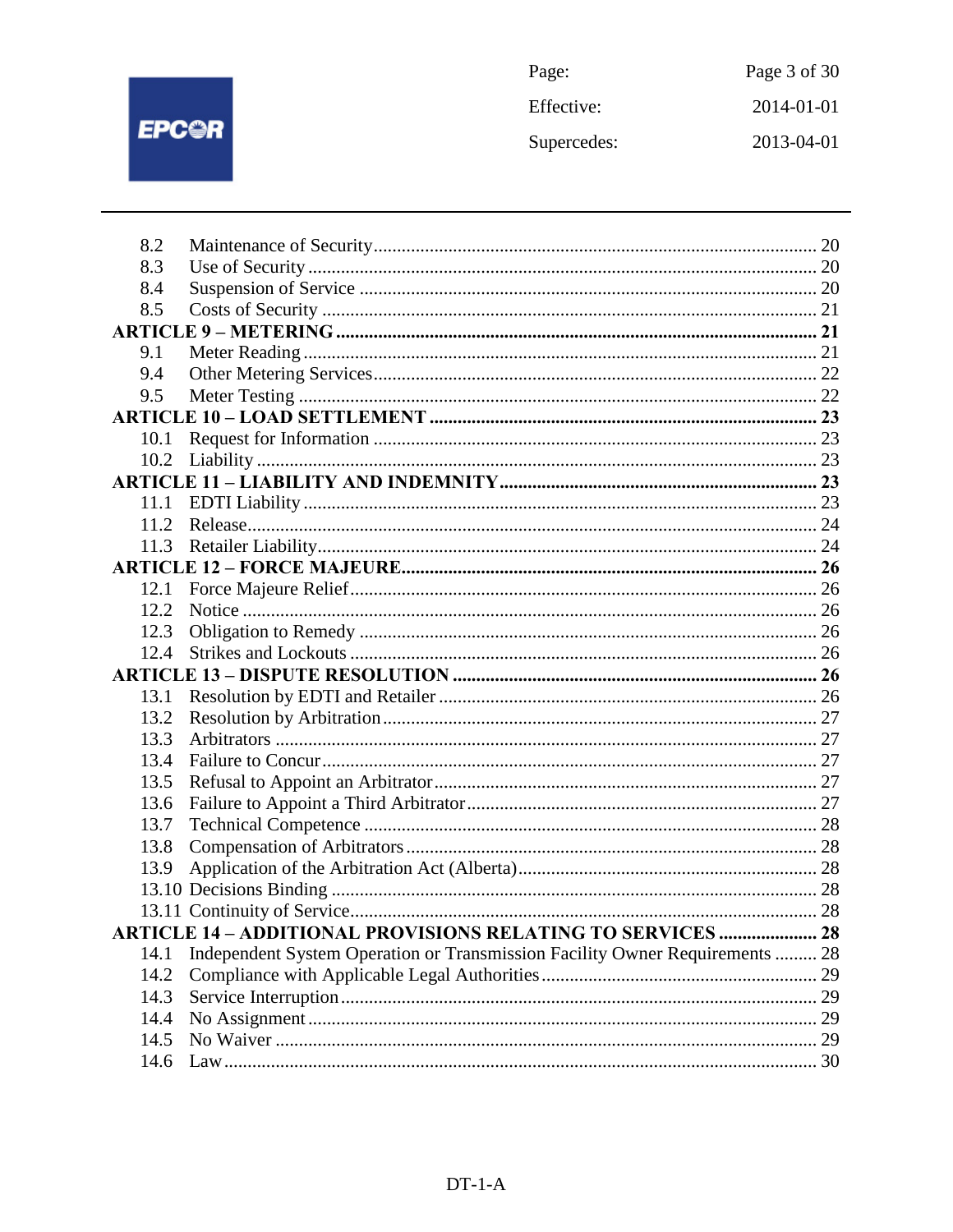8.2 Maintenance of Security .......... 20
8.3 Use of Security .......... 20
8.4 Suspension of Service .......... 20
8.5 Costs of Security .......... 21

**ARTICLE 9 – METERING .......... 21**

9.1 Meter Reading .......... 21
9.4 Other Metering Services .......... 22
9.5 Meter Testing .......... 22

**ARTICLE 10 – LOAD SETTLEMENT .......... 23**

10.1 Request for Information .......... 23
10.2 Liability .......... 23

**ARTICLE 11 – LIABILITY AND INDEMNITY .......... 23**

11.1 EDTI Liability .......... 23
11.2 Release .......... 24
11.3 Retailer Liability .......... 24

**ARTICLE 12 – FORCE MAJEURE .......... 26**

12.1 Force Majeure Relief .......... 26
12.2 Notice .......... 26
12.3 Obligation to Remedy .......... 26
12.4 Strikes and Lockouts .......... 26

**ARTICLE 13 – DISPUTE RESOLUTION .......... 26**

13.1 Resolution by EDTI and Retailer .......... 26
13.2 Resolution by Arbitration .......... 27
13.3 Arbitrators .......... 27
13.4 Failure to Concur .......... 27
13.5 Refusal to Appoint an Arbitrator .......... 27
13.6 Failure to Appoint a Third Arbitrator .......... 27
13.7 Technical Competence .......... 28
13.8 Compensation of Arbitrators .......... 28
13.9 Application of the Arbitration Act (Alberta) .......... 28
13.10 Decisions Binding .......... 28
13.11 Continuity of Service .......... 28

**ARTICLE 14 – ADDITIONAL PROVISIONS RELATING TO SERVICES .......... 28**

14.1 Independent System Operation or Transmission Facility Owner Requirements .......... 28
14.2 Compliance with Applicable Legal Authorities .......... 29
14.3 Service Interruption .......... 29
14.4 No Assignment .......... 29
14.5 No Waiver .......... 29
14.6 Law .......... 30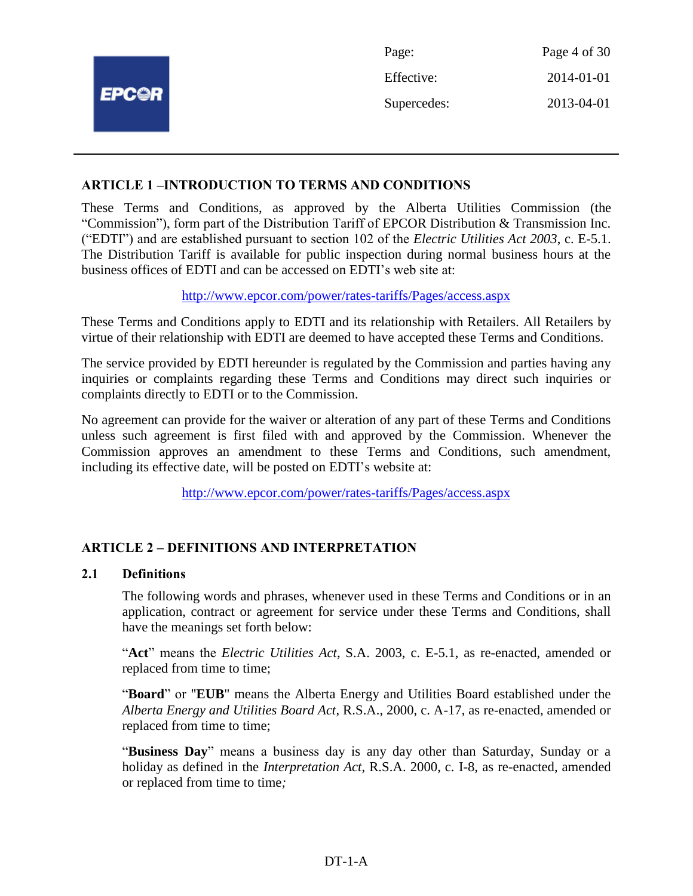## ARTICLE 1 –INTRODUCTION TO TERMS AND CONDITIONS

These Terms and Conditions, as approved by the Alberta Utilities Commission (the "Commission"), form part of the Distribution Tariff of EPCOR Distribution & Transmission Inc. ("EDTI") and are established pursuant to section 102 of the *Electric Utilities Act 2003*, c. E-5.1. The Distribution Tariff is available for public inspection during normal business hours at the business offices of EDTI and can be accessed on EDTI's web site at:

http://www.epcor.com/power/rates-tariffs/Pages/access.aspx

These Terms and Conditions apply to EDTI and its relationship with Retailers. All Retailers by virtue of their relationship with EDTI are deemed to have accepted these Terms and Conditions.

The service provided by EDTI hereunder is regulated by the Commission and parties having any inquiries or complaints regarding these Terms and Conditions may direct such inquiries or complaints directly to EDTI or to the Commission.

No agreement can provide for the waiver or alteration of any part of these Terms and Conditions unless such agreement is first filed with and approved by the Commission. Whenever the Commission approves an amendment to these Terms and Conditions, such amendment, including its effective date, will be posted on EDTI's website at:

http://www.epcor.com/power/rates-tariffs/Pages/access.aspx

## ARTICLE 2 – DEFINITIONS AND INTERPRETATION

### 2.1 Definitions

The following words and phrases, whenever used in these Terms and Conditions or in an application, contract or agreement for service under these Terms and Conditions, shall have the meanings set forth below:

"**Act**" means the *Electric Utilities Act*, S.A. 2003, c. E-5.1, as re-enacted, amended or replaced from time to time;

"**Board**" or "**EUB**" means the Alberta Energy and Utilities Board established under the *Alberta Energy and Utilities Board Act*, R.S.A., 2000, c. A-17, as re-enacted, amended or replaced from time to time;

"**Business Day**" means a business day is any day other than Saturday, Sunday or a holiday as defined in the *Interpretation Act*, R.S.A. 2000, c. I-8, as re-enacted, amended or replaced from time to time;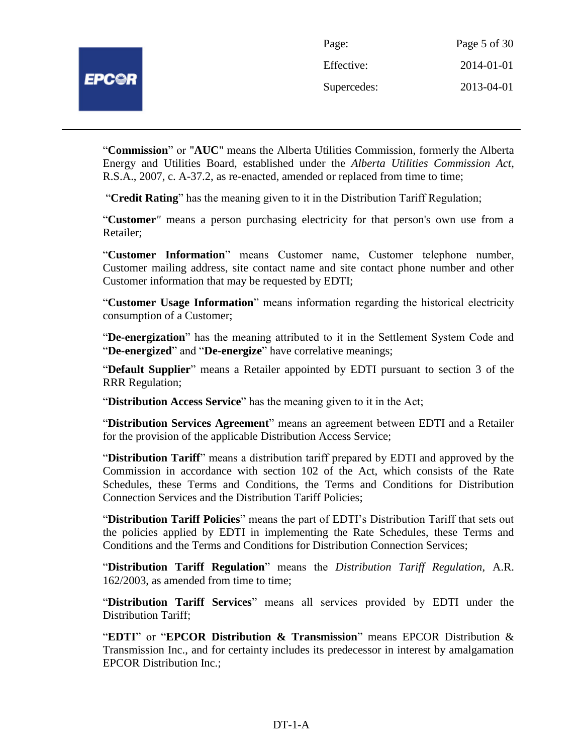"**Commission**" or "**AUC**" means the Alberta Utilities Commission, formerly the Alberta Energy and Utilities Board, established under the *Alberta Utilities Commission Act*, R.S.A., 2007, c. A-37.2, as re-enacted, amended or replaced from time to time;

"**Credit Rating**" has the meaning given to it in the Distribution Tariff Regulation;

"**Customer**" means a person purchasing electricity for that person's own use from a Retailer;

"**Customer Information**" means Customer name, Customer telephone number, Customer mailing address, site contact name and site contact phone number and other Customer information that may be requested by EDTI;

"**Customer Usage Information**" means information regarding the historical electricity consumption of a Customer;

"**De-energization**" has the meaning attributed to it in the Settlement System Code and "**De-energized**" and "**De-energize**" have correlative meanings;

"**Default Supplier**" means a Retailer appointed by EDTI pursuant to section 3 of the RRR Regulation;

"**Distribution Access Service**" has the meaning given to it in the Act;

"**Distribution Services Agreement**" means an agreement between EDTI and a Retailer for the provision of the applicable Distribution Access Service;

"**Distribution Tariff**" means a distribution tariff prepared by EDTI and approved by the Commission in accordance with section 102 of the Act, which consists of the Rate Schedules, these Terms and Conditions, the Terms and Conditions for Distribution Connection Services and the Distribution Tariff Policies;

"**Distribution Tariff Policies**" means the part of EDTI's Distribution Tariff that sets out the policies applied by EDTI in implementing the Rate Schedules, these Terms and Conditions and the Terms and Conditions for Distribution Connection Services;

"**Distribution Tariff Regulation**" means the *Distribution Tariff Regulation*, A.R. 162/2003, as amended from time to time;

"**Distribution Tariff Services**" means all services provided by EDTI under the Distribution Tariff;

"**EDTI**" or "**EPCOR Distribution & Transmission**" means EPCOR Distribution & Transmission Inc., and for certainty includes its predecessor in interest by amalgamation EPCOR Distribution Inc.;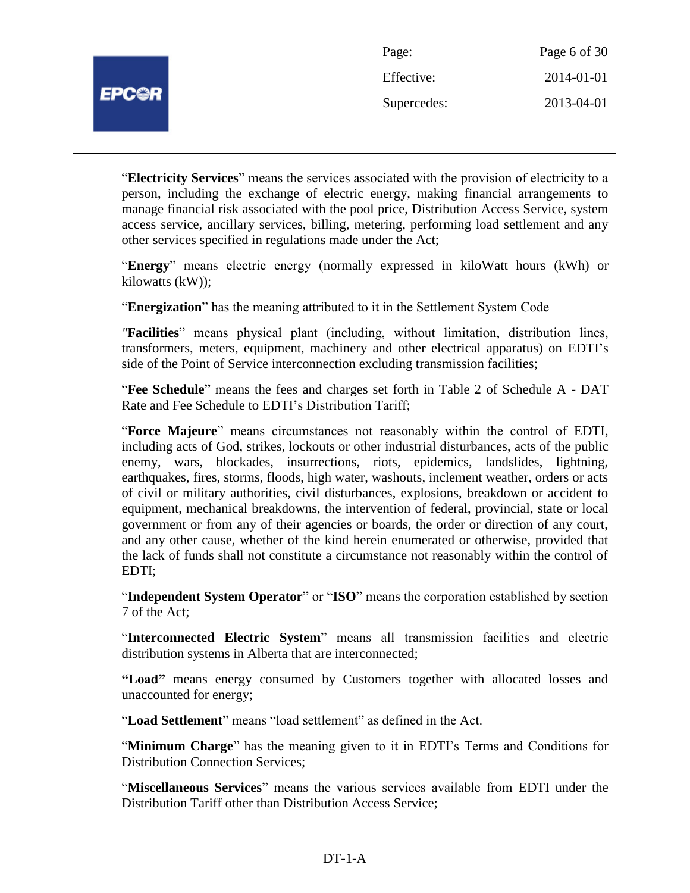"**Electricity Services**" means the services associated with the provision of electricity to a person, including the exchange of electric energy, making financial arrangements to manage financial risk associated with the pool price, Distribution Access Service, system access service, ancillary services, billing, metering, performing load settlement and any other services specified in regulations made under the Act;

"**Energy**" means electric energy (normally expressed in kiloWatt hours (kWh) or kilowatts (kW));

"**Energization**" has the meaning attributed to it in the Settlement System Code

"**Facilities**" means physical plant (including, without limitation, distribution lines, transformers, meters, equipment, machinery and other electrical apparatus) on EDTI's side of the Point of Service interconnection excluding transmission facilities;

"**Fee Schedule**" means the fees and charges set forth in Table 2 of Schedule A - DAT Rate and Fee Schedule to EDTI's Distribution Tariff;

"**Force Majeure**" means circumstances not reasonably within the control of EDTI, including acts of God, strikes, lockouts or other industrial disturbances, acts of the public enemy, wars, blockades, insurrections, riots, epidemics, landslides, lightning, earthquakes, fires, storms, floods, high water, washouts, inclement weather, orders or acts of civil or military authorities, civil disturbances, explosions, breakdown or accident to equipment, mechanical breakdowns, the intervention of federal, provincial, state or local government or from any of their agencies or boards, the order or direction of any court, and any other cause, whether of the kind herein enumerated or otherwise, provided that the lack of funds shall not constitute a circumstance not reasonably within the control of EDTI;

"**Independent System Operator**" or "**ISO**" means the corporation established by section 7 of the Act;

"**Interconnected Electric System**" means all transmission facilities and electric distribution systems in Alberta that are interconnected;

**"Load"** means energy consumed by Customers together with allocated losses and unaccounted for energy;

"**Load Settlement**" means "load settlement" as defined in the Act.

"**Minimum Charge**" has the meaning given to it in EDTI's Terms and Conditions for Distribution Connection Services;

"**Miscellaneous Services**" means the various services available from EDTI under the Distribution Tariff other than Distribution Access Service;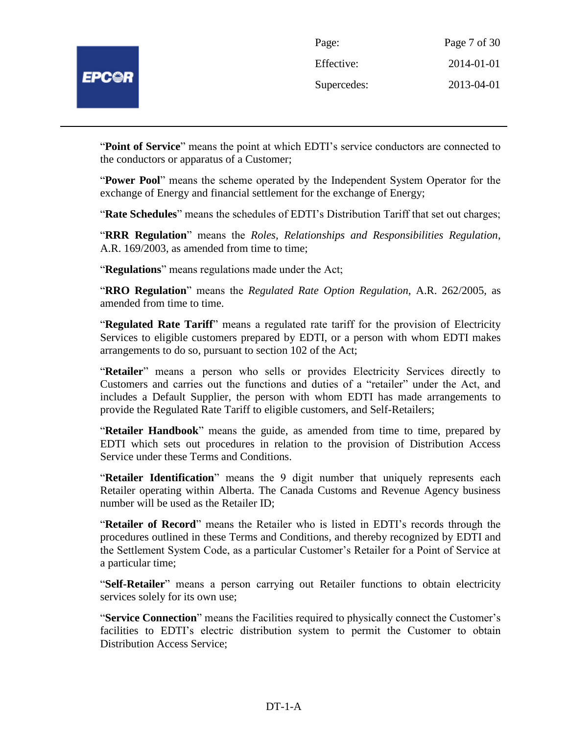"**Point of Service**" means the point at which EDTI's service conductors are connected to the conductors or apparatus of a Customer;

"**Power Pool**" means the scheme operated by the Independent System Operator for the exchange of Energy and financial settlement for the exchange of Energy;

"**Rate Schedules**" means the schedules of EDTI's Distribution Tariff that set out charges;

"**RRR Regulation**" means the *Roles, Relationships and Responsibilities Regulation*, A.R. 169/2003, as amended from time to time;

"**Regulations**" means regulations made under the Act;

"**RRO Regulation**" means the *Regulated Rate Option Regulation*, A.R. 262/2005, as amended from time to time.

"**Regulated Rate Tariff**" means a regulated rate tariff for the provision of Electricity Services to eligible customers prepared by EDTI, or a person with whom EDTI makes arrangements to do so, pursuant to section 102 of the Act;

"**Retailer**" means a person who sells or provides Electricity Services directly to Customers and carries out the functions and duties of a "retailer" under the Act, and includes a Default Supplier, the person with whom EDTI has made arrangements to provide the Regulated Rate Tariff to eligible customers, and Self-Retailers;

"**Retailer Handbook**" means the guide, as amended from time to time, prepared by EDTI which sets out procedures in relation to the provision of Distribution Access Service under these Terms and Conditions.

"**Retailer Identification**" means the 9 digit number that uniquely represents each Retailer operating within Alberta. The Canada Customs and Revenue Agency business number will be used as the Retailer ID;

"**Retailer of Record**" means the Retailer who is listed in EDTI's records through the procedures outlined in these Terms and Conditions, and thereby recognized by EDTI and the Settlement System Code, as a particular Customer's Retailer for a Point of Service at a particular time;

"**Self-Retailer**" means a person carrying out Retailer functions to obtain electricity services solely for its own use;

"**Service Connection**" means the Facilities required to physically connect the Customer's facilities to EDTI's electric distribution system to permit the Customer to obtain Distribution Access Service;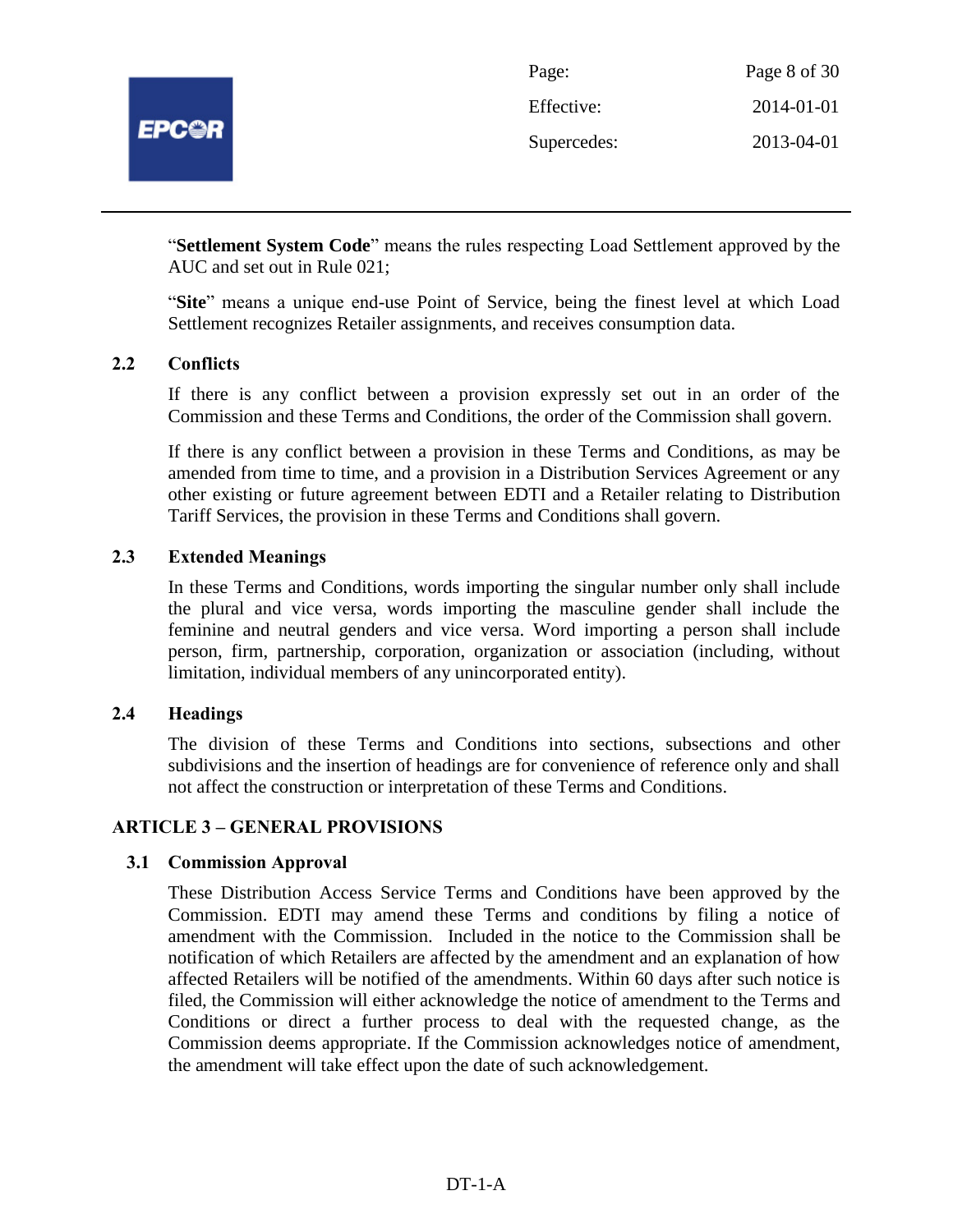"**Settlement System Code**" means the rules respecting Load Settlement approved by the AUC and set out in Rule 021;

"**Site**" means a unique end-use Point of Service, being the finest level at which Load Settlement recognizes Retailer assignments, and receives consumption data.

### 2.2 Conflicts

If there is any conflict between a provision expressly set out in an order of the Commission and these Terms and Conditions, the order of the Commission shall govern.

If there is any conflict between a provision in these Terms and Conditions, as may be amended from time to time, and a provision in a Distribution Services Agreement or any other existing or future agreement between EDTI and a Retailer relating to Distribution Tariff Services, the provision in these Terms and Conditions shall govern.

### 2.3 Extended Meanings

In these Terms and Conditions, words importing the singular number only shall include the plural and vice versa, words importing the masculine gender shall include the feminine and neutral genders and vice versa. Word importing a person shall include person, firm, partnership, corporation, organization or association (including, without limitation, individual members of any unincorporated entity).

### 2.4 Headings

The division of these Terms and Conditions into sections, subsections and other subdivisions and the insertion of headings are for convenience of reference only and shall not affect the construction or interpretation of these Terms and Conditions.

## ARTICLE 3 – GENERAL PROVISIONS

### 3.1 Commission Approval

These Distribution Access Service Terms and Conditions have been approved by the Commission. EDTI may amend these Terms and conditions by filing a notice of amendment with the Commission. Included in the notice to the Commission shall be notification of which Retailers are affected by the amendment and an explanation of how affected Retailers will be notified of the amendments. Within 60 days after such notice is filed, the Commission will either acknowledge the notice of amendment to the Terms and Conditions or direct a further process to deal with the requested change, as the Commission deems appropriate. If the Commission acknowledges notice of amendment, the amendment will take effect upon the date of such acknowledgement.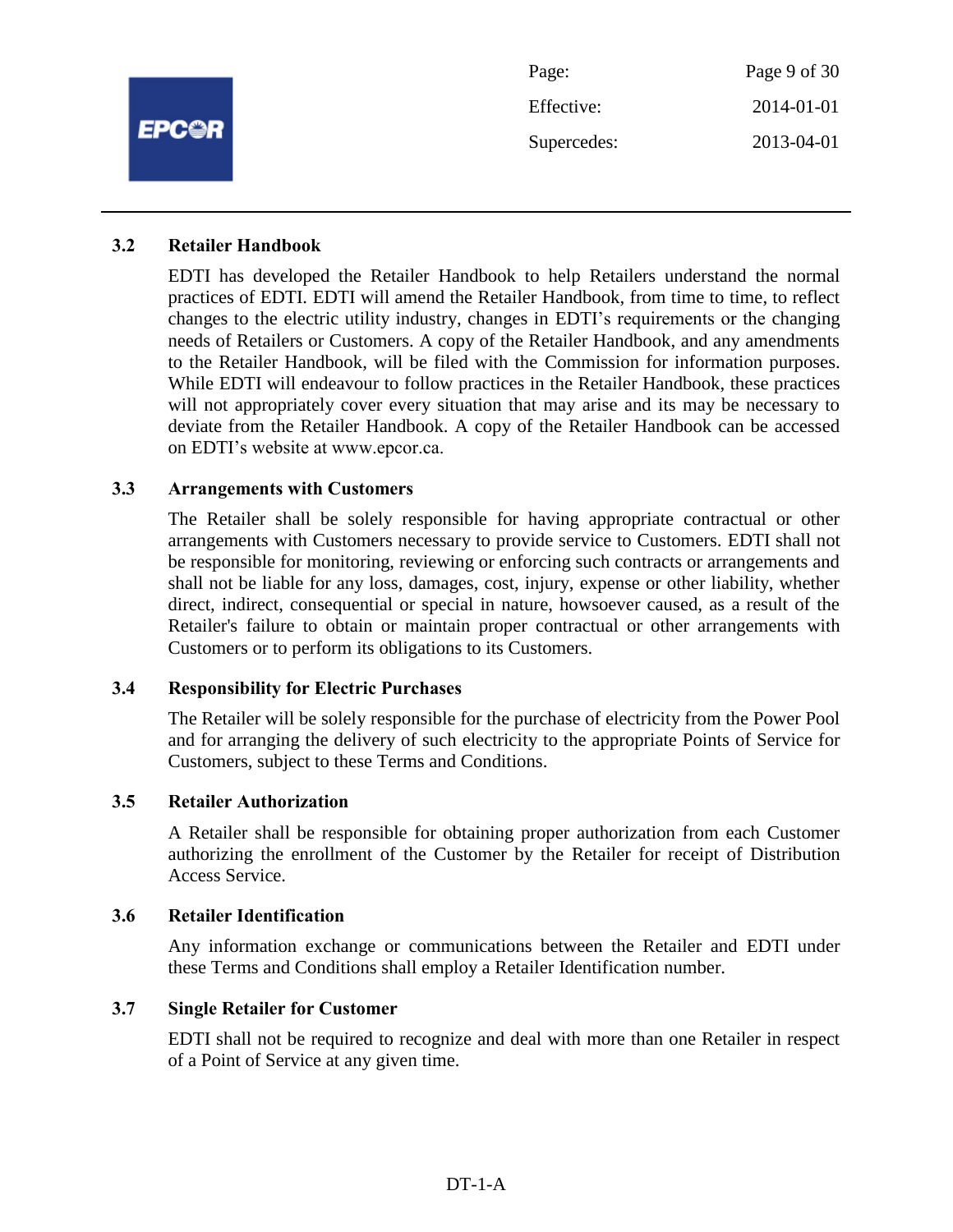### 3.2 Retailer Handbook

EDTI has developed the Retailer Handbook to help Retailers understand the normal practices of EDTI. EDTI will amend the Retailer Handbook, from time to time, to reflect changes to the electric utility industry, changes in EDTI's requirements or the changing needs of Retailers or Customers. A copy of the Retailer Handbook, and any amendments to the Retailer Handbook, will be filed with the Commission for information purposes. While EDTI will endeavour to follow practices in the Retailer Handbook, these practices will not appropriately cover every situation that may arise and its may be necessary to deviate from the Retailer Handbook. A copy of the Retailer Handbook can be accessed on EDTI's website at www.epcor.ca.

### 3.3 Arrangements with Customers

The Retailer shall be solely responsible for having appropriate contractual or other arrangements with Customers necessary to provide service to Customers. EDTI shall not be responsible for monitoring, reviewing or enforcing such contracts or arrangements and shall not be liable for any loss, damages, cost, injury, expense or other liability, whether direct, indirect, consequential or special in nature, howsoever caused, as a result of the Retailer's failure to obtain or maintain proper contractual or other arrangements with Customers or to perform its obligations to its Customers.

### 3.4 Responsibility for Electric Purchases

The Retailer will be solely responsible for the purchase of electricity from the Power Pool and for arranging the delivery of such electricity to the appropriate Points of Service for Customers, subject to these Terms and Conditions.

### 3.5 Retailer Authorization

A Retailer shall be responsible for obtaining proper authorization from each Customer authorizing the enrollment of the Customer by the Retailer for receipt of Distribution Access Service.

### 3.6 Retailer Identification

Any information exchange or communications between the Retailer and EDTI under these Terms and Conditions shall employ a Retailer Identification number.

### 3.7 Single Retailer for Customer

EDTI shall not be required to recognize and deal with more than one Retailer in respect of a Point of Service at any given time.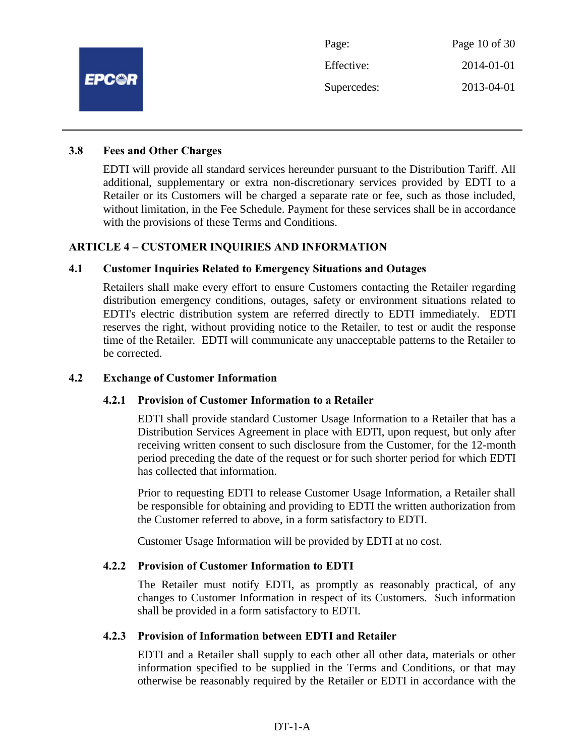### 3.8 Fees and Other Charges

EDTI will provide all standard services hereunder pursuant to the Distribution Tariff. All additional, supplementary or extra non-discretionary services provided by EDTI to a Retailer or its Customers will be charged a separate rate or fee, such as those included, without limitation, in the Fee Schedule. Payment for these services shall be in accordance with the provisions of these Terms and Conditions.

## ARTICLE 4 – CUSTOMER INQUIRIES AND INFORMATION

### 4.1 Customer Inquiries Related to Emergency Situations and Outages

Retailers shall make every effort to ensure Customers contacting the Retailer regarding distribution emergency conditions, outages, safety or environment situations related to EDTI's electric distribution system are referred directly to EDTI immediately. EDTI reserves the right, without providing notice to the Retailer, to test or audit the response time of the Retailer. EDTI will communicate any unacceptable patterns to the Retailer to be corrected.

### 4.2 Exchange of Customer Information

#### 4.2.1 Provision of Customer Information to a Retailer

EDTI shall provide standard Customer Usage Information to a Retailer that has a Distribution Services Agreement in place with EDTI, upon request, but only after receiving written consent to such disclosure from the Customer, for the 12-month period preceding the date of the request or for such shorter period for which EDTI has collected that information.

Prior to requesting EDTI to release Customer Usage Information, a Retailer shall be responsible for obtaining and providing to EDTI the written authorization from the Customer referred to above, in a form satisfactory to EDTI.

Customer Usage Information will be provided by EDTI at no cost.

#### 4.2.2 Provision of Customer Information to EDTI

The Retailer must notify EDTI, as promptly as reasonably practical, of any changes to Customer Information in respect of its Customers. Such information shall be provided in a form satisfactory to EDTI.

#### 4.2.3 Provision of Information between EDTI and Retailer

EDTI and a Retailer shall supply to each other all other data, materials or other information specified to be supplied in the Terms and Conditions, or that may otherwise be reasonably required by the Retailer or EDTI in accordance with the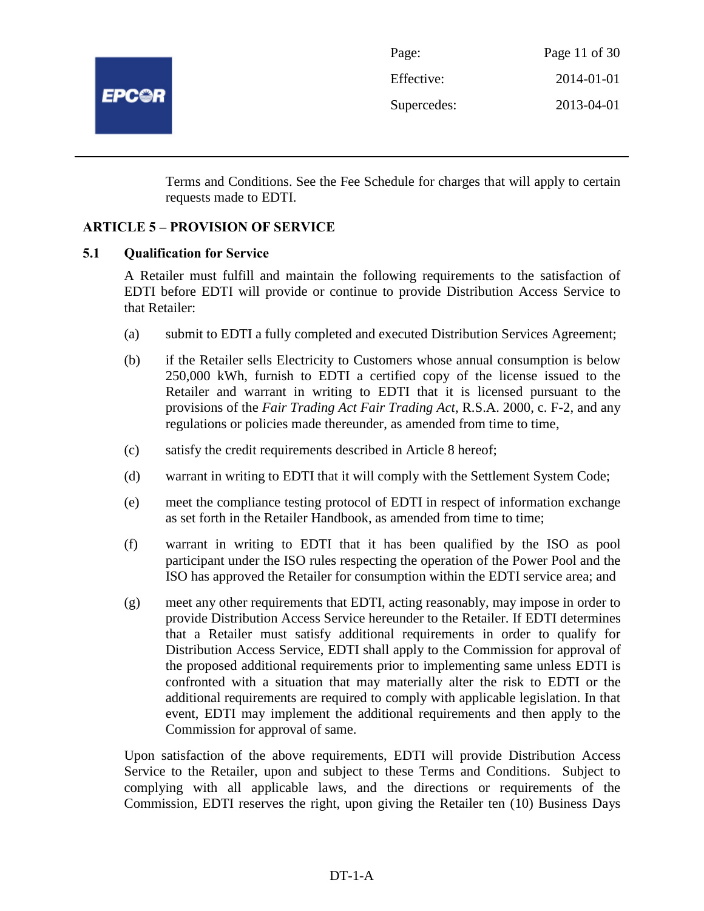Terms and Conditions. See the Fee Schedule for charges that will apply to certain requests made to EDTI.

## ARTICLE 5 – PROVISION OF SERVICE

### 5.1 Qualification for Service

A Retailer must fulfill and maintain the following requirements to the satisfaction of EDTI before EDTI will provide or continue to provide Distribution Access Service to that Retailer:

(a) submit to EDTI a fully completed and executed Distribution Services Agreement;

(b) if the Retailer sells Electricity to Customers whose annual consumption is below 250,000 kWh, furnish to EDTI a certified copy of the license issued to the Retailer and warrant in writing to EDTI that it is licensed pursuant to the provisions of the *Fair Trading Act Fair Trading Act*, R.S.A. 2000, c. F-2, and any regulations or policies made thereunder, as amended from time to time,

(c) satisfy the credit requirements described in Article 8 hereof;

(d) warrant in writing to EDTI that it will comply with the Settlement System Code;

(e) meet the compliance testing protocol of EDTI in respect of information exchange as set forth in the Retailer Handbook, as amended from time to time;

(f) warrant in writing to EDTI that it has been qualified by the ISO as pool participant under the ISO rules respecting the operation of the Power Pool and the ISO has approved the Retailer for consumption within the EDTI service area; and

(g) meet any other requirements that EDTI, acting reasonably, may impose in order to provide Distribution Access Service hereunder to the Retailer. If EDTI determines that a Retailer must satisfy additional requirements in order to qualify for Distribution Access Service, EDTI shall apply to the Commission for approval of the proposed additional requirements prior to implementing same unless EDTI is confronted with a situation that may materially alter the risk to EDTI or the additional requirements are required to comply with applicable legislation. In that event, EDTI may implement the additional requirements and then apply to the Commission for approval of same.

Upon satisfaction of the above requirements, EDTI will provide Distribution Access Service to the Retailer, upon and subject to these Terms and Conditions. Subject to complying with all applicable laws, and the directions or requirements of the Commission, EDTI reserves the right, upon giving the Retailer ten (10) Business Days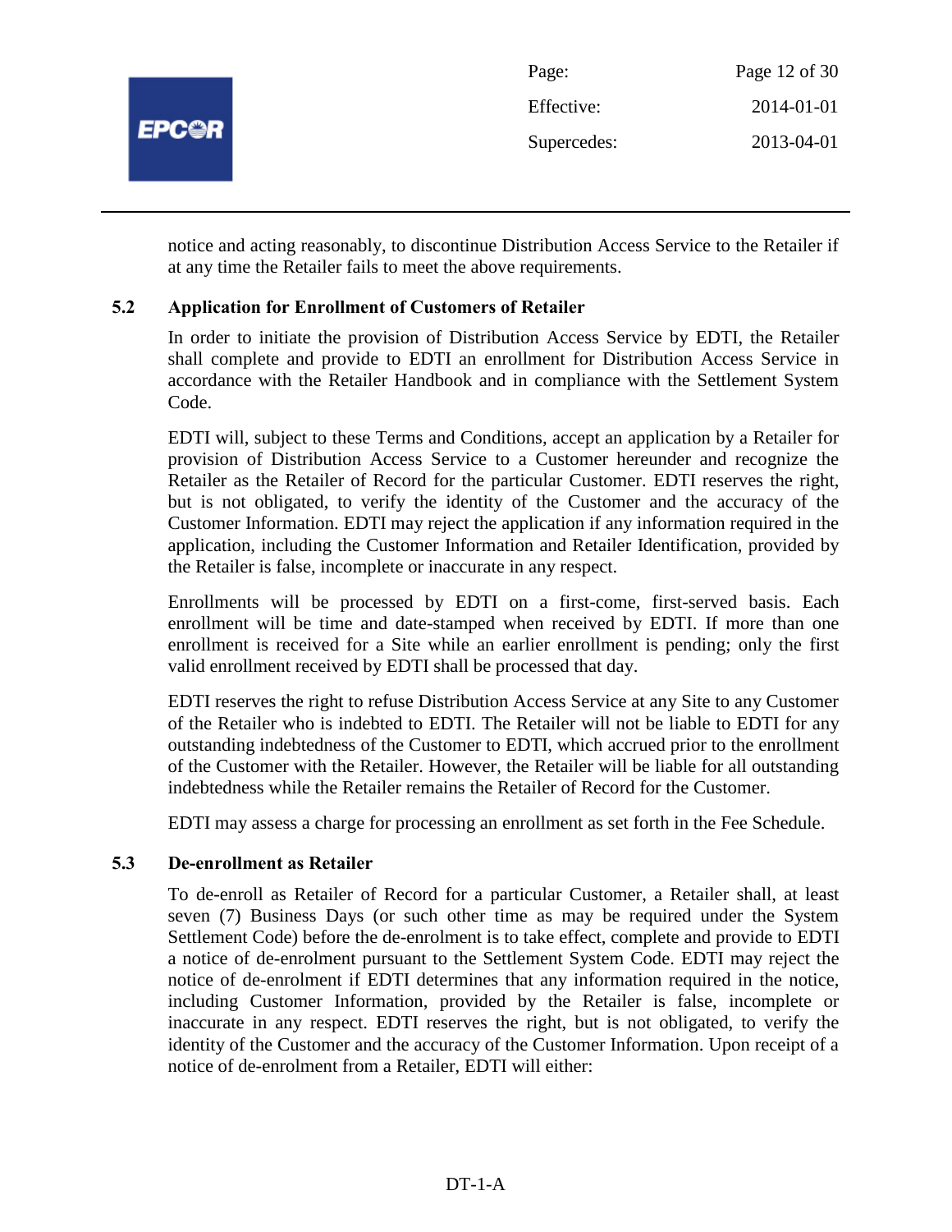notice and acting reasonably, to discontinue Distribution Access Service to the Retailer if at any time the Retailer fails to meet the above requirements.

### 5.2 Application for Enrollment of Customers of Retailer

In order to initiate the provision of Distribution Access Service by EDTI, the Retailer shall complete and provide to EDTI an enrollment for Distribution Access Service in accordance with the Retailer Handbook and in compliance with the Settlement System Code.

EDTI will, subject to these Terms and Conditions, accept an application by a Retailer for provision of Distribution Access Service to a Customer hereunder and recognize the Retailer as the Retailer of Record for the particular Customer. EDTI reserves the right, but is not obligated, to verify the identity of the Customer and the accuracy of the Customer Information. EDTI may reject the application if any information required in the application, including the Customer Information and Retailer Identification, provided by the Retailer is false, incomplete or inaccurate in any respect.

Enrollments will be processed by EDTI on a first-come, first-served basis. Each enrollment will be time and date-stamped when received by EDTI. If more than one enrollment is received for a Site while an earlier enrollment is pending; only the first valid enrollment received by EDTI shall be processed that day.

EDTI reserves the right to refuse Distribution Access Service at any Site to any Customer of the Retailer who is indebted to EDTI. The Retailer will not be liable to EDTI for any outstanding indebtedness of the Customer to EDTI, which accrued prior to the enrollment of the Customer with the Retailer. However, the Retailer will be liable for all outstanding indebtedness while the Retailer remains the Retailer of Record for the Customer.

EDTI may assess a charge for processing an enrollment as set forth in the Fee Schedule.

### 5.3 De-enrollment as Retailer

To de-enroll as Retailer of Record for a particular Customer, a Retailer shall, at least seven (7) Business Days (or such other time as may be required under the System Settlement Code) before the de-enrolment is to take effect, complete and provide to EDTI a notice of de-enrolment pursuant to the Settlement System Code. EDTI may reject the notice of de-enrolment if EDTI determines that any information required in the notice, including Customer Information, provided by the Retailer is false, incomplete or inaccurate in any respect. EDTI reserves the right, but is not obligated, to verify the identity of the Customer and the accuracy of the Customer Information. Upon receipt of a notice of de-enrolment from a Retailer, EDTI will either: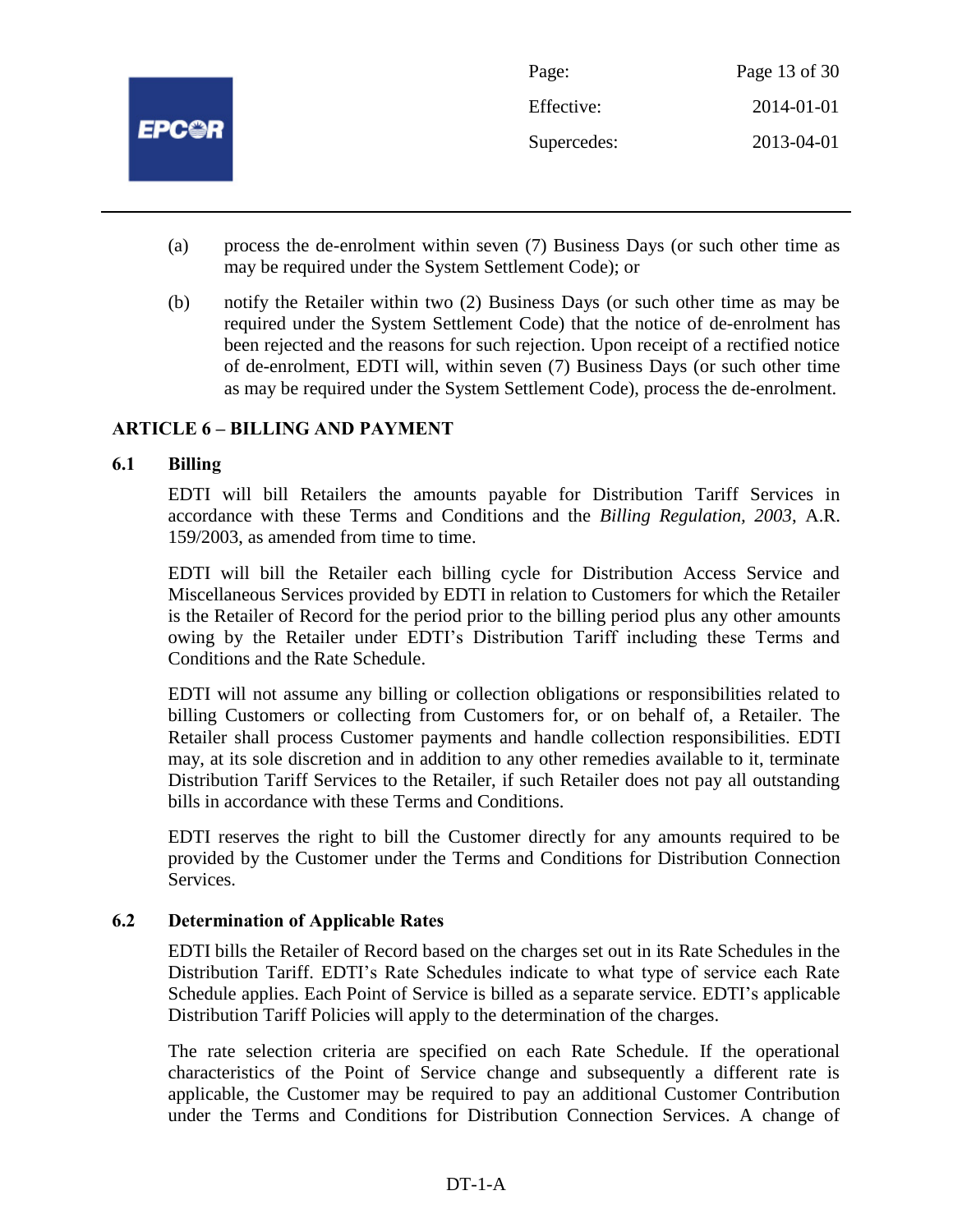(a) process the de-enrolment within seven (7) Business Days (or such other time as may be required under the System Settlement Code); or

(b) notify the Retailer within two (2) Business Days (or such other time as may be required under the System Settlement Code) that the notice of de-enrolment has been rejected and the reasons for such rejection. Upon receipt of a rectified notice of de-enrolment, EDTI will, within seven (7) Business Days (or such other time as may be required under the System Settlement Code), process the de-enrolment.

## ARTICLE 6 – BILLING AND PAYMENT

### 6.1 Billing

EDTI will bill Retailers the amounts payable for Distribution Tariff Services in accordance with these Terms and Conditions and the *Billing Regulation, 2003*, A.R. 159/2003, as amended from time to time.

EDTI will bill the Retailer each billing cycle for Distribution Access Service and Miscellaneous Services provided by EDTI in relation to Customers for which the Retailer is the Retailer of Record for the period prior to the billing period plus any other amounts owing by the Retailer under EDTI's Distribution Tariff including these Terms and Conditions and the Rate Schedule.

EDTI will not assume any billing or collection obligations or responsibilities related to billing Customers or collecting from Customers for, or on behalf of, a Retailer. The Retailer shall process Customer payments and handle collection responsibilities. EDTI may, at its sole discretion and in addition to any other remedies available to it, terminate Distribution Tariff Services to the Retailer, if such Retailer does not pay all outstanding bills in accordance with these Terms and Conditions.

EDTI reserves the right to bill the Customer directly for any amounts required to be provided by the Customer under the Terms and Conditions for Distribution Connection Services.

### 6.2 Determination of Applicable Rates

EDTI bills the Retailer of Record based on the charges set out in its Rate Schedules in the Distribution Tariff. EDTI's Rate Schedules indicate to what type of service each Rate Schedule applies. Each Point of Service is billed as a separate service. EDTI's applicable Distribution Tariff Policies will apply to the determination of the charges.

The rate selection criteria are specified on each Rate Schedule. If the operational characteristics of the Point of Service change and subsequently a different rate is applicable, the Customer may be required to pay an additional Customer Contribution under the Terms and Conditions for Distribution Connection Services. A change of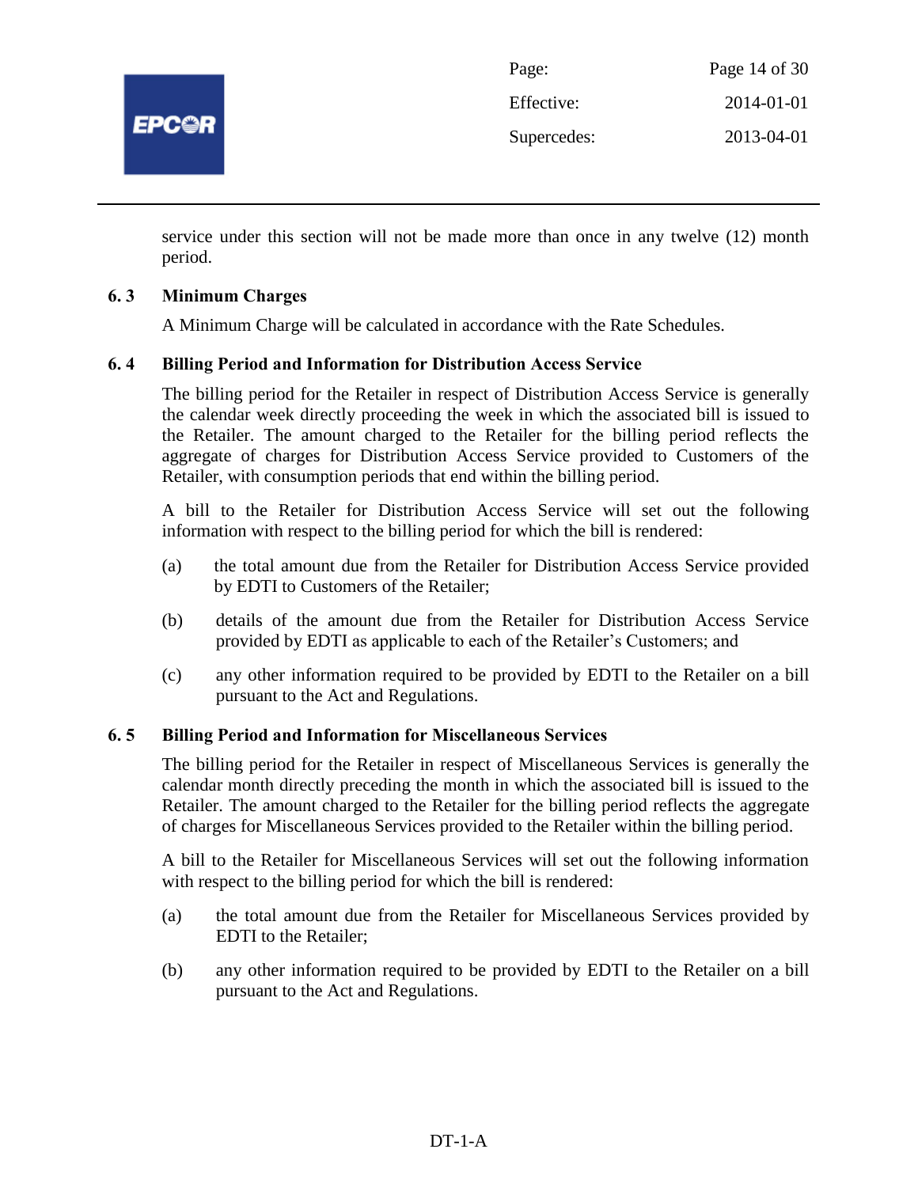service under this section will not be made more than once in any twelve (12) month period.

### 6.3 Minimum Charges

A Minimum Charge will be calculated in accordance with the Rate Schedules.

### 6.4 Billing Period and Information for Distribution Access Service

The billing period for the Retailer in respect of Distribution Access Service is generally the calendar week directly proceeding the week in which the associated bill is issued to the Retailer. The amount charged to the Retailer for the billing period reflects the aggregate of charges for Distribution Access Service provided to Customers of the Retailer, with consumption periods that end within the billing period.

A bill to the Retailer for Distribution Access Service will set out the following information with respect to the billing period for which the bill is rendered:

(a) the total amount due from the Retailer for Distribution Access Service provided by EDTI to Customers of the Retailer;

(b) details of the amount due from the Retailer for Distribution Access Service provided by EDTI as applicable to each of the Retailer's Customers; and

(c) any other information required to be provided by EDTI to the Retailer on a bill pursuant to the Act and Regulations.

### 6.5 Billing Period and Information for Miscellaneous Services

The billing period for the Retailer in respect of Miscellaneous Services is generally the calendar month directly preceding the month in which the associated bill is issued to the Retailer. The amount charged to the Retailer for the billing period reflects the aggregate of charges for Miscellaneous Services provided to the Retailer within the billing period.

A bill to the Retailer for Miscellaneous Services will set out the following information with respect to the billing period for which the bill is rendered:

(a) the total amount due from the Retailer for Miscellaneous Services provided by EDTI to the Retailer;

(b) any other information required to be provided by EDTI to the Retailer on a bill pursuant to the Act and Regulations.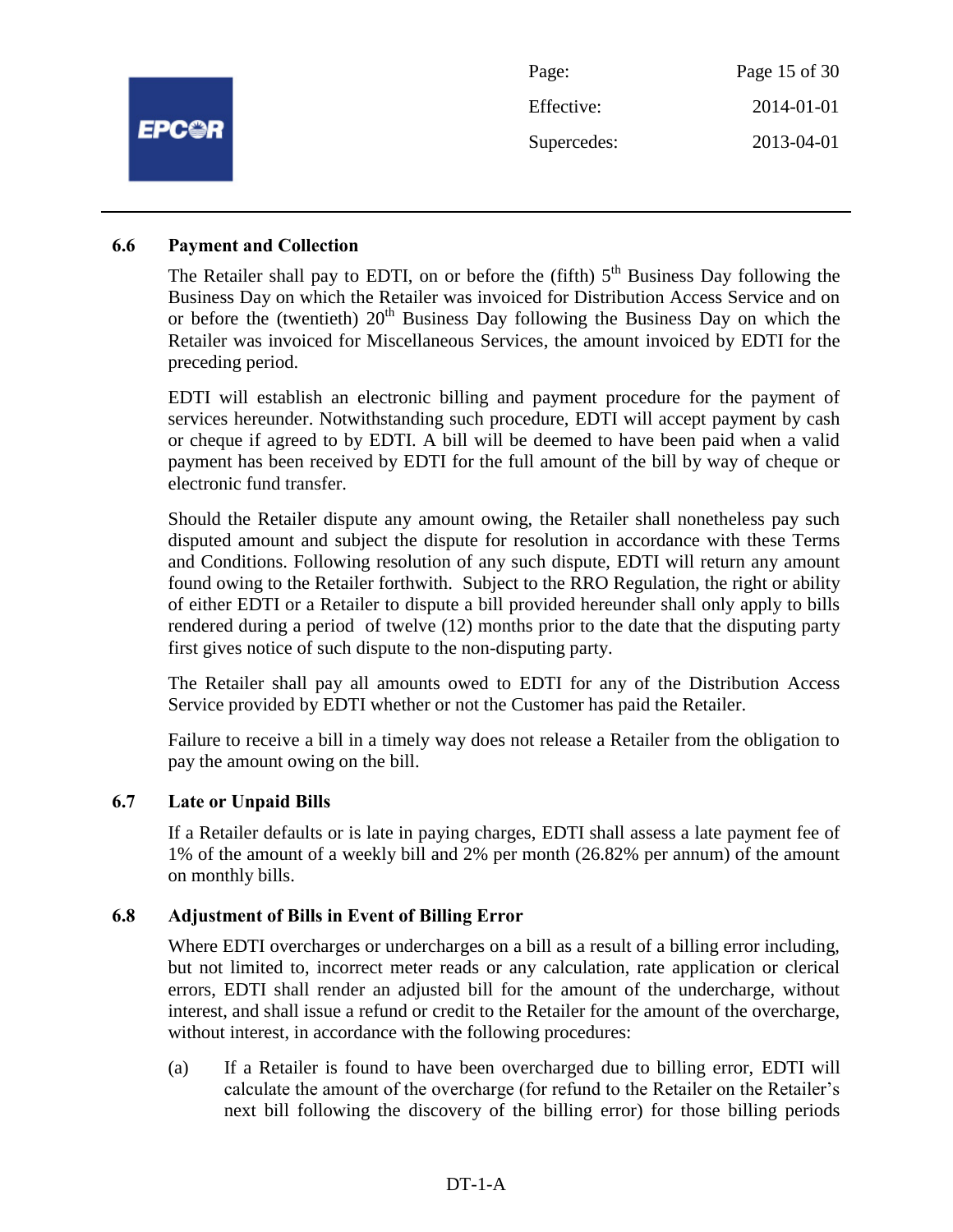### 6.6 Payment and Collection

The Retailer shall pay to EDTI, on or before the (fifth) 5th Business Day following the Business Day on which the Retailer was invoiced for Distribution Access Service and on or before the (twentieth) 20th Business Day following the Business Day on which the Retailer was invoiced for Miscellaneous Services, the amount invoiced by EDTI for the preceding period.

EDTI will establish an electronic billing and payment procedure for the payment of services hereunder. Notwithstanding such procedure, EDTI will accept payment by cash or cheque if agreed to by EDTI. A bill will be deemed to have been paid when a valid payment has been received by EDTI for the full amount of the bill by way of cheque or electronic fund transfer.

Should the Retailer dispute any amount owing, the Retailer shall nonetheless pay such disputed amount and subject the dispute for resolution in accordance with these Terms and Conditions. Following resolution of any such dispute, EDTI will return any amount found owing to the Retailer forthwith. Subject to the RRO Regulation, the right or ability of either EDTI or a Retailer to dispute a bill provided hereunder shall only apply to bills rendered during a period of twelve (12) months prior to the date that the disputing party first gives notice of such dispute to the non-disputing party.

The Retailer shall pay all amounts owed to EDTI for any of the Distribution Access Service provided by EDTI whether or not the Customer has paid the Retailer.

Failure to receive a bill in a timely way does not release a Retailer from the obligation to pay the amount owing on the bill.

### 6.7 Late or Unpaid Bills

If a Retailer defaults or is late in paying charges, EDTI shall assess a late payment fee of 1% of the amount of a weekly bill and 2% per month (26.82% per annum) of the amount on monthly bills.

### 6.8 Adjustment of Bills in Event of Billing Error

Where EDTI overcharges or undercharges on a bill as a result of a billing error including, but not limited to, incorrect meter reads or any calculation, rate application or clerical errors, EDTI shall render an adjusted bill for the amount of the undercharge, without interest, and shall issue a refund or credit to the Retailer for the amount of the overcharge, without interest, in accordance with the following procedures:

(a) If a Retailer is found to have been overcharged due to billing error, EDTI will calculate the amount of the overcharge (for refund to the Retailer on the Retailer's next bill following the discovery of the billing error) for those billing periods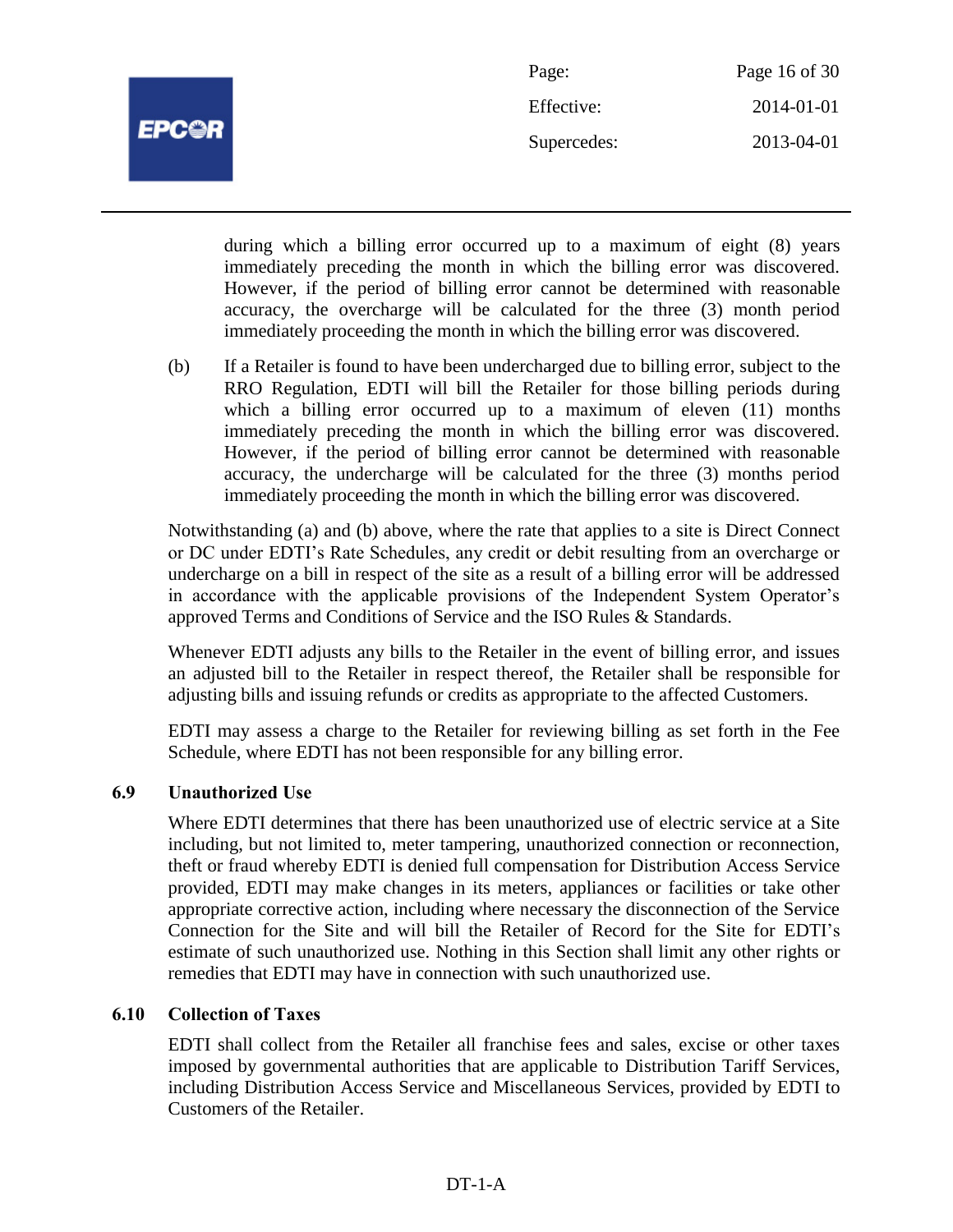during which a billing error occurred up to a maximum of eight (8) years immediately preceding the month in which the billing error was discovered. However, if the period of billing error cannot be determined with reasonable accuracy, the overcharge will be calculated for the three (3) month period immediately proceeding the month in which the billing error was discovered.

(b) If a Retailer is found to have been undercharged due to billing error, subject to the RRO Regulation, EDTI will bill the Retailer for those billing periods during which a billing error occurred up to a maximum of eleven (11) months immediately preceding the month in which the billing error was discovered. However, if the period of billing error cannot be determined with reasonable accuracy, the undercharge will be calculated for the three (3) months period immediately proceeding the month in which the billing error was discovered.

Notwithstanding (a) and (b) above, where the rate that applies to a site is Direct Connect or DC under EDTI's Rate Schedules, any credit or debit resulting from an overcharge or undercharge on a bill in respect of the site as a result of a billing error will be addressed in accordance with the applicable provisions of the Independent System Operator's approved Terms and Conditions of Service and the ISO Rules & Standards.

Whenever EDTI adjusts any bills to the Retailer in the event of billing error, and issues an adjusted bill to the Retailer in respect thereof, the Retailer shall be responsible for adjusting bills and issuing refunds or credits as appropriate to the affected Customers.

EDTI may assess a charge to the Retailer for reviewing billing as set forth in the Fee Schedule, where EDTI has not been responsible for any billing error.

### 6.9 Unauthorized Use

Where EDTI determines that there has been unauthorized use of electric service at a Site including, but not limited to, meter tampering, unauthorized connection or reconnection, theft or fraud whereby EDTI is denied full compensation for Distribution Access Service provided, EDTI may make changes in its meters, appliances or facilities or take other appropriate corrective action, including where necessary the disconnection of the Service Connection for the Site and will bill the Retailer of Record for the Site for EDTI's estimate of such unauthorized use. Nothing in this Section shall limit any other rights or remedies that EDTI may have in connection with such unauthorized use.

### 6.10 Collection of Taxes

EDTI shall collect from the Retailer all franchise fees and sales, excise or other taxes imposed by governmental authorities that are applicable to Distribution Tariff Services, including Distribution Access Service and Miscellaneous Services, provided by EDTI to Customers of the Retailer.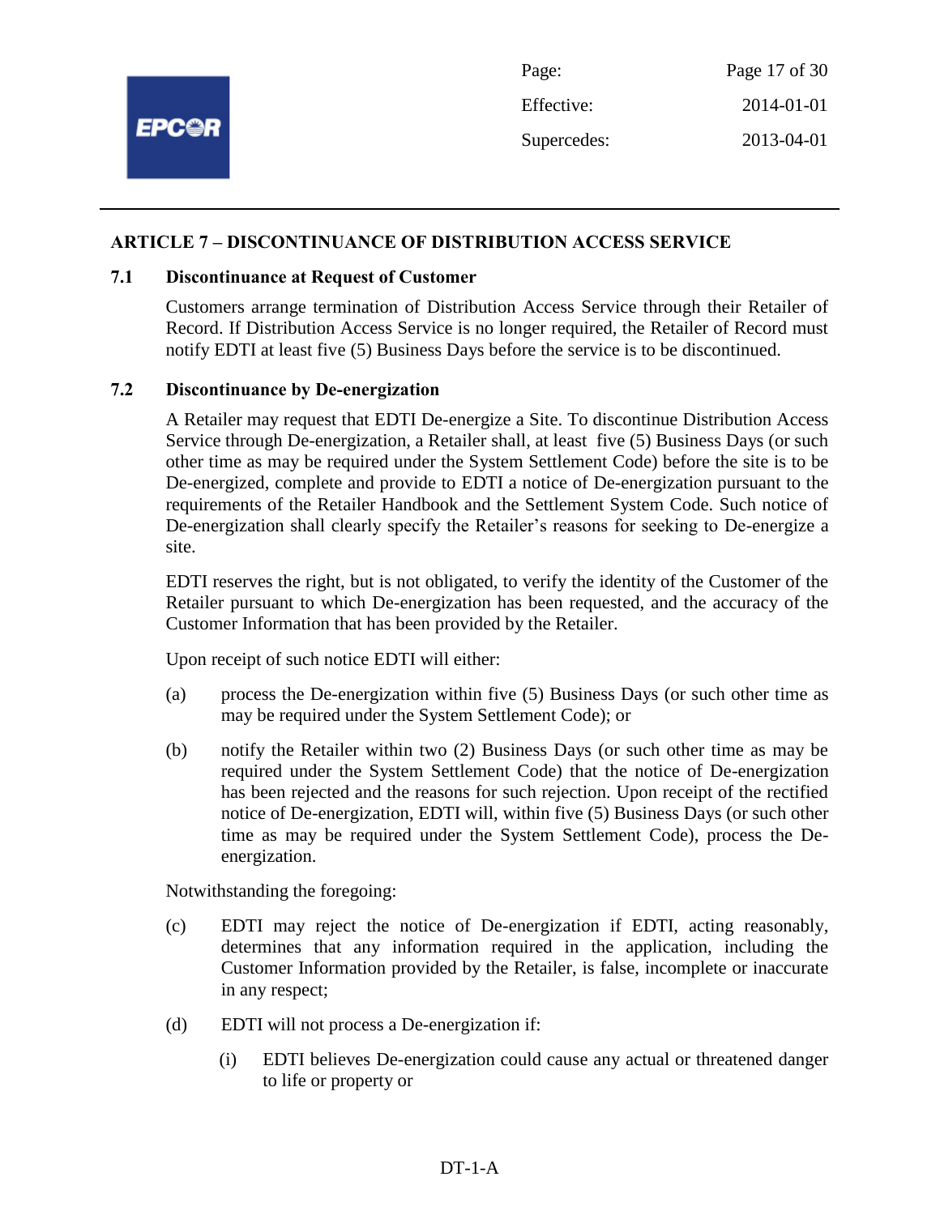## ARTICLE 7 – DISCONTINUANCE OF DISTRIBUTION ACCESS SERVICE

### 7.1 Discontinuance at Request of Customer

Customers arrange termination of Distribution Access Service through their Retailer of Record. If Distribution Access Service is no longer required, the Retailer of Record must notify EDTI at least five (5) Business Days before the service is to be discontinued.

### 7.2 Discontinuance by De-energization

A Retailer may request that EDTI De-energize a Site. To discontinue Distribution Access Service through De-energization, a Retailer shall, at least five (5) Business Days (or such other time as may be required under the System Settlement Code) before the site is to be De-energized, complete and provide to EDTI a notice of De-energization pursuant to the requirements of the Retailer Handbook and the Settlement System Code. Such notice of De-energization shall clearly specify the Retailer's reasons for seeking to De-energize a site.

EDTI reserves the right, but is not obligated, to verify the identity of the Customer of the Retailer pursuant to which De-energization has been requested, and the accuracy of the Customer Information that has been provided by the Retailer.

Upon receipt of such notice EDTI will either:

(a) process the De-energization within five (5) Business Days (or such other time as may be required under the System Settlement Code); or

(b) notify the Retailer within two (2) Business Days (or such other time as may be required under the System Settlement Code) that the notice of De-energization has been rejected and the reasons for such rejection. Upon receipt of the rectified notice of De-energization, EDTI will, within five (5) Business Days (or such other time as may be required under the System Settlement Code), process the De-energization.

Notwithstanding the foregoing:

(c) EDTI may reject the notice of De-energization if EDTI, acting reasonably, determines that any information required in the application, including the Customer Information provided by the Retailer, is false, incomplete or inaccurate in any respect;

(d) EDTI will not process a De-energization if:

(i) EDTI believes De-energization could cause any actual or threatened danger to life or property or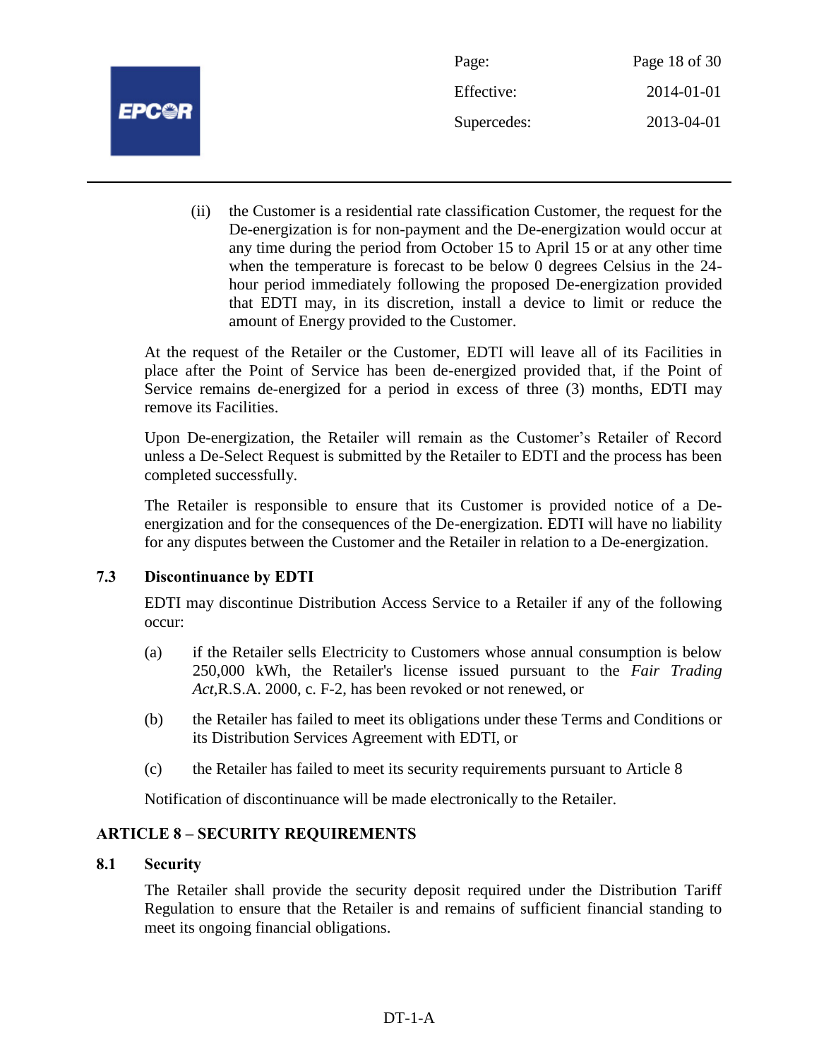(ii) the Customer is a residential rate classification Customer, the request for the De-energization is for non-payment and the De-energization would occur at any time during the period from October 15 to April 15 or at any other time when the temperature is forecast to be below 0 degrees Celsius in the 24-hour period immediately following the proposed De-energization provided that EDTI may, in its discretion, install a device to limit or reduce the amount of Energy provided to the Customer.

At the request of the Retailer or the Customer, EDTI will leave all of its Facilities in place after the Point of Service has been de-energized provided that, if the Point of Service remains de-energized for a period in excess of three (3) months, EDTI may remove its Facilities.

Upon De-energization, the Retailer will remain as the Customer's Retailer of Record unless a De-Select Request is submitted by the Retailer to EDTI and the process has been completed successfully.

The Retailer is responsible to ensure that its Customer is provided notice of a De-energization and for the consequences of the De-energization. EDTI will have no liability for any disputes between the Customer and the Retailer in relation to a De-energization.

### 7.3 Discontinuance by EDTI

EDTI may discontinue Distribution Access Service to a Retailer if any of the following occur:

(a) if the Retailer sells Electricity to Customers whose annual consumption is below 250,000 kWh, the Retailer's license issued pursuant to the *Fair Trading Act*,R.S.A. 2000, c. F-2, has been revoked or not renewed, or

(b) the Retailer has failed to meet its obligations under these Terms and Conditions or its Distribution Services Agreement with EDTI, or

(c) the Retailer has failed to meet its security requirements pursuant to Article 8

Notification of discontinuance will be made electronically to the Retailer.

## ARTICLE 8 – SECURITY REQUIREMENTS

### 8.1 Security

The Retailer shall provide the security deposit required under the Distribution Tariff Regulation to ensure that the Retailer is and remains of sufficient financial standing to meet its ongoing financial obligations.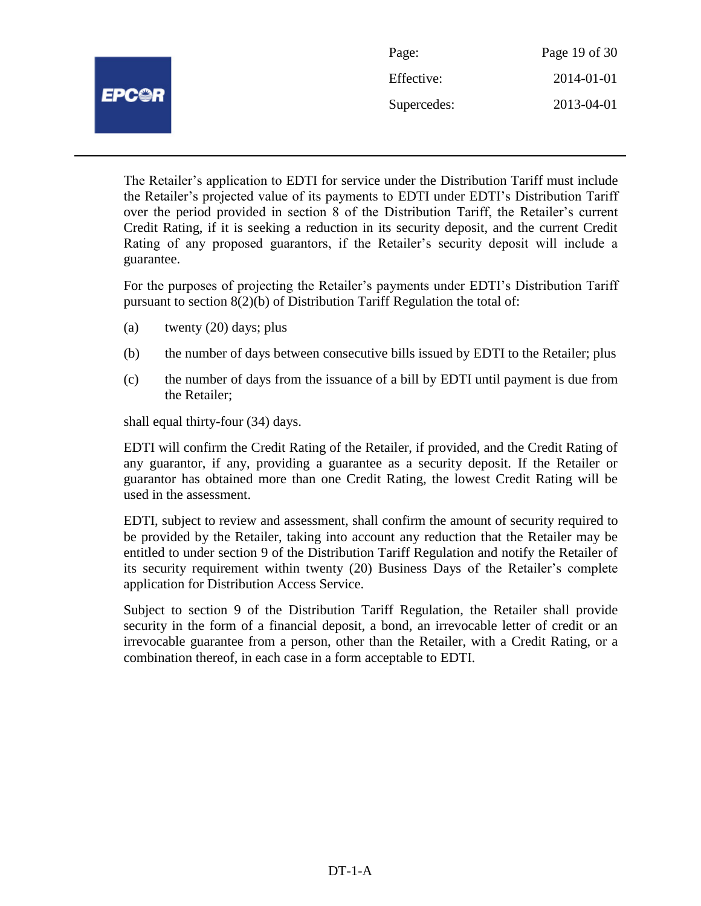The Retailer's application to EDTI for service under the Distribution Tariff must include the Retailer's projected value of its payments to EDTI under EDTI's Distribution Tariff over the period provided in section 8 of the Distribution Tariff, the Retailer's current Credit Rating, if it is seeking a reduction in its security deposit, and the current Credit Rating of any proposed guarantors, if the Retailer's security deposit will include a guarantee.

For the purposes of projecting the Retailer's payments under EDTI's Distribution Tariff pursuant to section 8(2)(b) of Distribution Tariff Regulation the total of:

(a) twenty (20) days; plus

(b) the number of days between consecutive bills issued by EDTI to the Retailer; plus

(c) the number of days from the issuance of a bill by EDTI until payment is due from the Retailer;

shall equal thirty-four (34) days.

EDTI will confirm the Credit Rating of the Retailer, if provided, and the Credit Rating of any guarantor, if any, providing a guarantee as a security deposit. If the Retailer or guarantor has obtained more than one Credit Rating, the lowest Credit Rating will be used in the assessment.

EDTI, subject to review and assessment, shall confirm the amount of security required to be provided by the Retailer, taking into account any reduction that the Retailer may be entitled to under section 9 of the Distribution Tariff Regulation and notify the Retailer of its security requirement within twenty (20) Business Days of the Retailer's complete application for Distribution Access Service.

Subject to section 9 of the Distribution Tariff Regulation, the Retailer shall provide security in the form of a financial deposit, a bond, an irrevocable letter of credit or an irrevocable guarantee from a person, other than the Retailer, with a Credit Rating, or a combination thereof, in each case in a form acceptable to EDTI.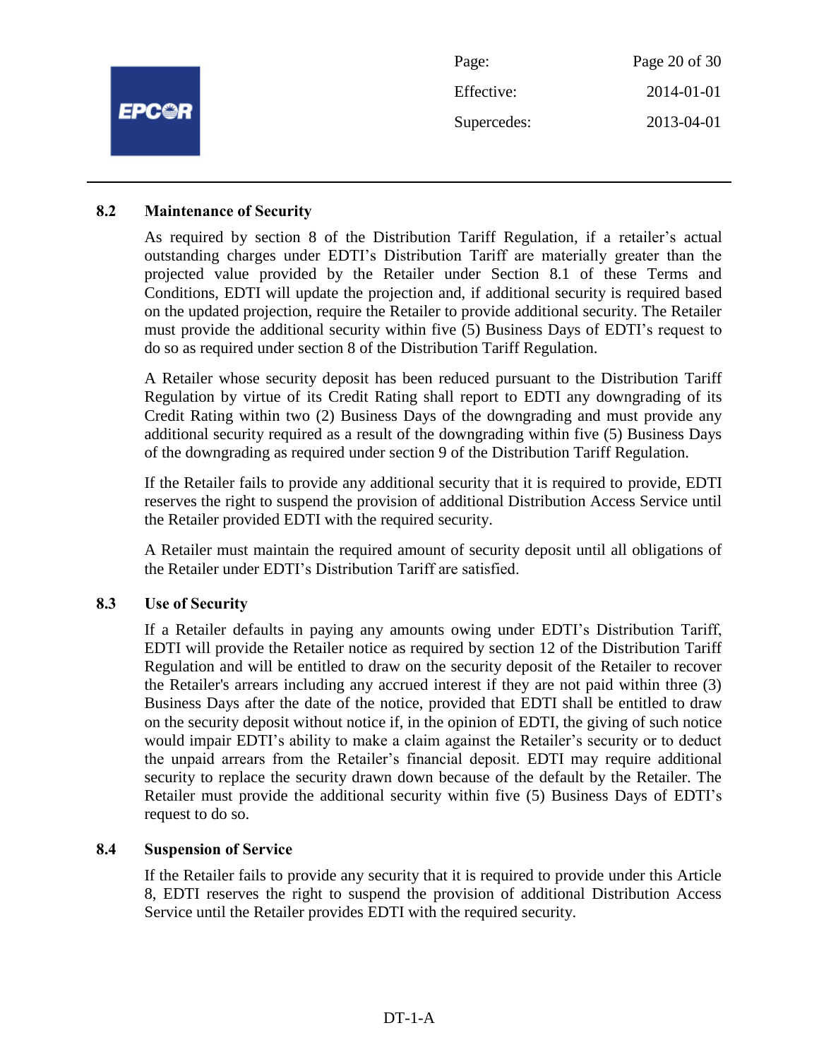### 8.2 Maintenance of Security

As required by section 8 of the Distribution Tariff Regulation, if a retailer's actual outstanding charges under EDTI's Distribution Tariff are materially greater than the projected value provided by the Retailer under Section 8.1 of these Terms and Conditions, EDTI will update the projection and, if additional security is required based on the updated projection, require the Retailer to provide additional security. The Retailer must provide the additional security within five (5) Business Days of EDTI's request to do so as required under section 8 of the Distribution Tariff Regulation.

A Retailer whose security deposit has been reduced pursuant to the Distribution Tariff Regulation by virtue of its Credit Rating shall report to EDTI any downgrading of its Credit Rating within two (2) Business Days of the downgrading and must provide any additional security required as a result of the downgrading within five (5) Business Days of the downgrading as required under section 9 of the Distribution Tariff Regulation.

If the Retailer fails to provide any additional security that it is required to provide, EDTI reserves the right to suspend the provision of additional Distribution Access Service until the Retailer provided EDTI with the required security.

A Retailer must maintain the required amount of security deposit until all obligations of the Retailer under EDTI's Distribution Tariff are satisfied.

### 8.3 Use of Security

If a Retailer defaults in paying any amounts owing under EDTI's Distribution Tariff, EDTI will provide the Retailer notice as required by section 12 of the Distribution Tariff Regulation and will be entitled to draw on the security deposit of the Retailer to recover the Retailer's arrears including any accrued interest if they are not paid within three (3) Business Days after the date of the notice, provided that EDTI shall be entitled to draw on the security deposit without notice if, in the opinion of EDTI, the giving of such notice would impair EDTI's ability to make a claim against the Retailer's security or to deduct the unpaid arrears from the Retailer's financial deposit. EDTI may require additional security to replace the security drawn down because of the default by the Retailer. The Retailer must provide the additional security within five (5) Business Days of EDTI's request to do so.

### 8.4 Suspension of Service

If the Retailer fails to provide any security that it is required to provide under this Article 8, EDTI reserves the right to suspend the provision of additional Distribution Access Service until the Retailer provides EDTI with the required security.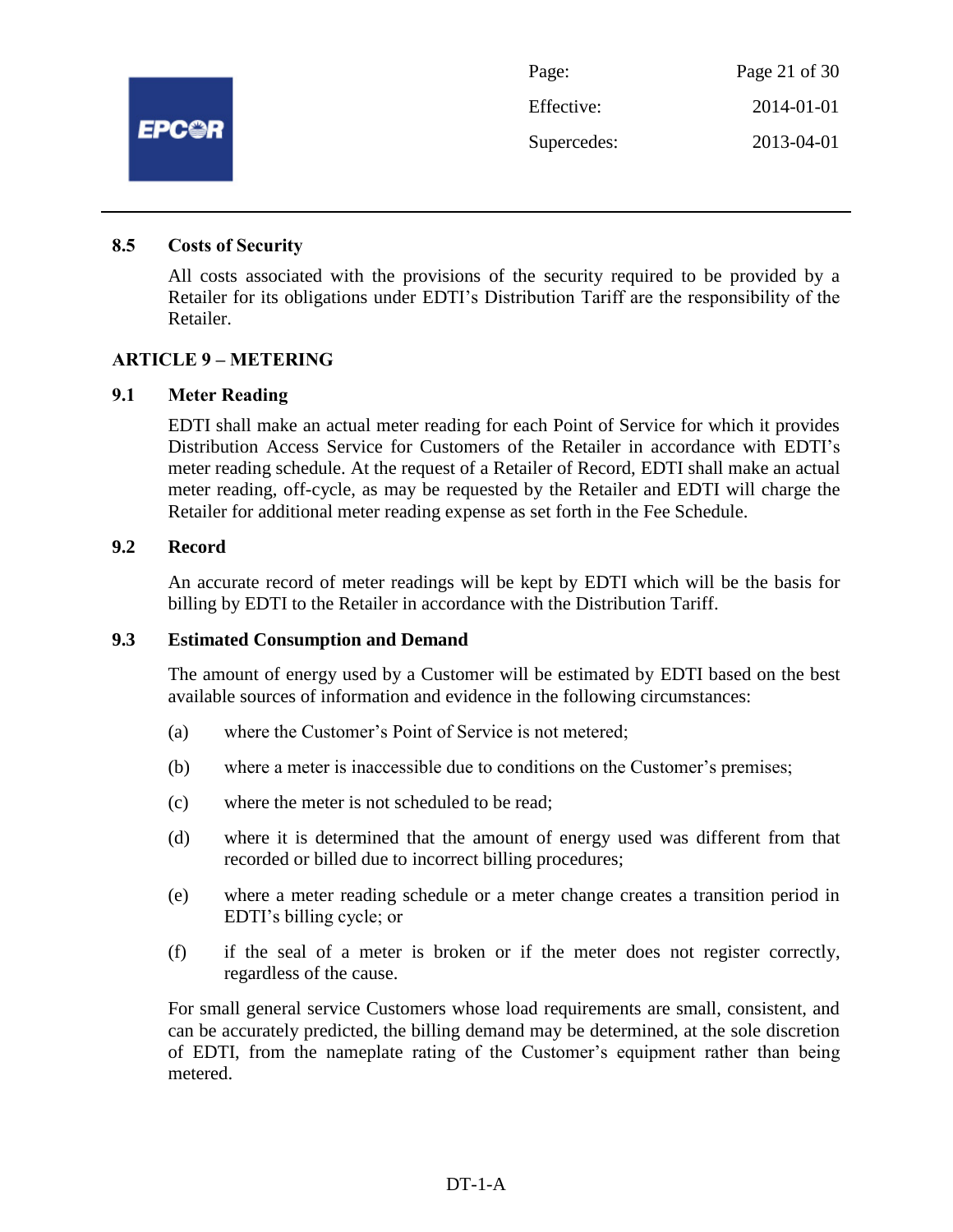### 8.5 Costs of Security

All costs associated with the provisions of the security required to be provided by a Retailer for its obligations under EDTI's Distribution Tariff are the responsibility of the Retailer.

## ARTICLE 9 – METERING

### 9.1 Meter Reading

EDTI shall make an actual meter reading for each Point of Service for which it provides Distribution Access Service for Customers of the Retailer in accordance with EDTI's meter reading schedule. At the request of a Retailer of Record, EDTI shall make an actual meter reading, off-cycle, as may be requested by the Retailer and EDTI will charge the Retailer for additional meter reading expense as set forth in the Fee Schedule.

### 9.2 Record

An accurate record of meter readings will be kept by EDTI which will be the basis for billing by EDTI to the Retailer in accordance with the Distribution Tariff.

### 9.3 Estimated Consumption and Demand

The amount of energy used by a Customer will be estimated by EDTI based on the best available sources of information and evidence in the following circumstances:

(a) where the Customer's Point of Service is not metered;

(b) where a meter is inaccessible due to conditions on the Customer's premises;

(c) where the meter is not scheduled to be read;

(d) where it is determined that the amount of energy used was different from that recorded or billed due to incorrect billing procedures;

(e) where a meter reading schedule or a meter change creates a transition period in EDTI's billing cycle; or

(f) if the seal of a meter is broken or if the meter does not register correctly, regardless of the cause.

For small general service Customers whose load requirements are small, consistent, and can be accurately predicted, the billing demand may be determined, at the sole discretion of EDTI, from the nameplate rating of the Customer's equipment rather than being metered.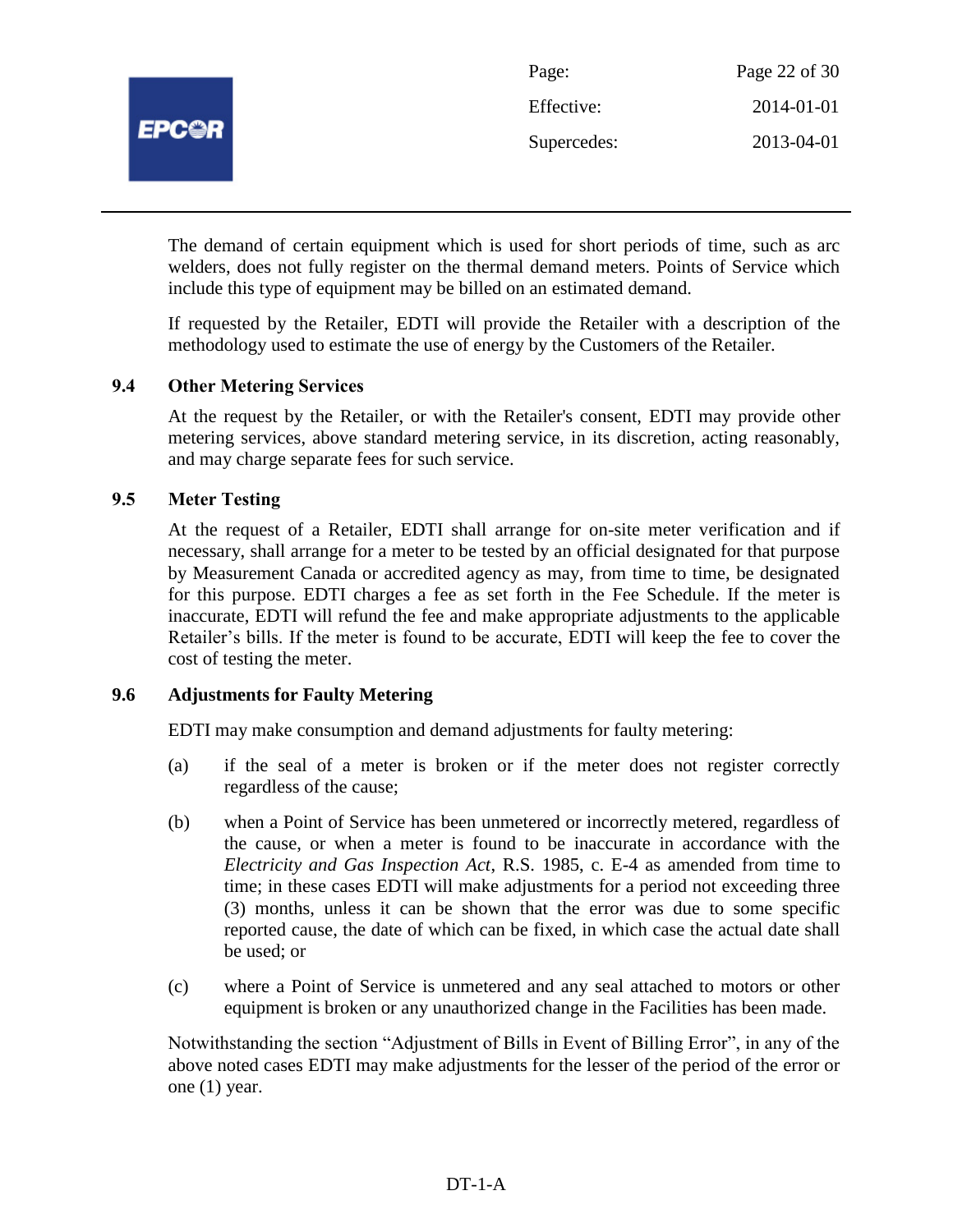The demand of certain equipment which is used for short periods of time, such as arc welders, does not fully register on the thermal demand meters. Points of Service which include this type of equipment may be billed on an estimated demand.

If requested by the Retailer, EDTI will provide the Retailer with a description of the methodology used to estimate the use of energy by the Customers of the Retailer.

### 9.4 Other Metering Services

At the request by the Retailer, or with the Retailer's consent, EDTI may provide other metering services, above standard metering service, in its discretion, acting reasonably, and may charge separate fees for such service.

### 9.5 Meter Testing

At the request of a Retailer, EDTI shall arrange for on-site meter verification and if necessary, shall arrange for a meter to be tested by an official designated for that purpose by Measurement Canada or accredited agency as may, from time to time, be designated for this purpose. EDTI charges a fee as set forth in the Fee Schedule. If the meter is inaccurate, EDTI will refund the fee and make appropriate adjustments to the applicable Retailer's bills. If the meter is found to be accurate, EDTI will keep the fee to cover the cost of testing the meter.

### 9.6 Adjustments for Faulty Metering

EDTI may make consumption and demand adjustments for faulty metering:

(a) if the seal of a meter is broken or if the meter does not register correctly regardless of the cause;

(b) when a Point of Service has been unmetered or incorrectly metered, regardless of the cause, or when a meter is found to be inaccurate in accordance with the *Electricity and Gas Inspection Act*, R.S. 1985, c. E-4 as amended from time to time; in these cases EDTI will make adjustments for a period not exceeding three (3) months, unless it can be shown that the error was due to some specific reported cause, the date of which can be fixed, in which case the actual date shall be used; or

(c) where a Point of Service is unmetered and any seal attached to motors or other equipment is broken or any unauthorized change in the Facilities has been made.

Notwithstanding the section "Adjustment of Bills in Event of Billing Error", in any of the above noted cases EDTI may make adjustments for the lesser of the period of the error or one (1) year.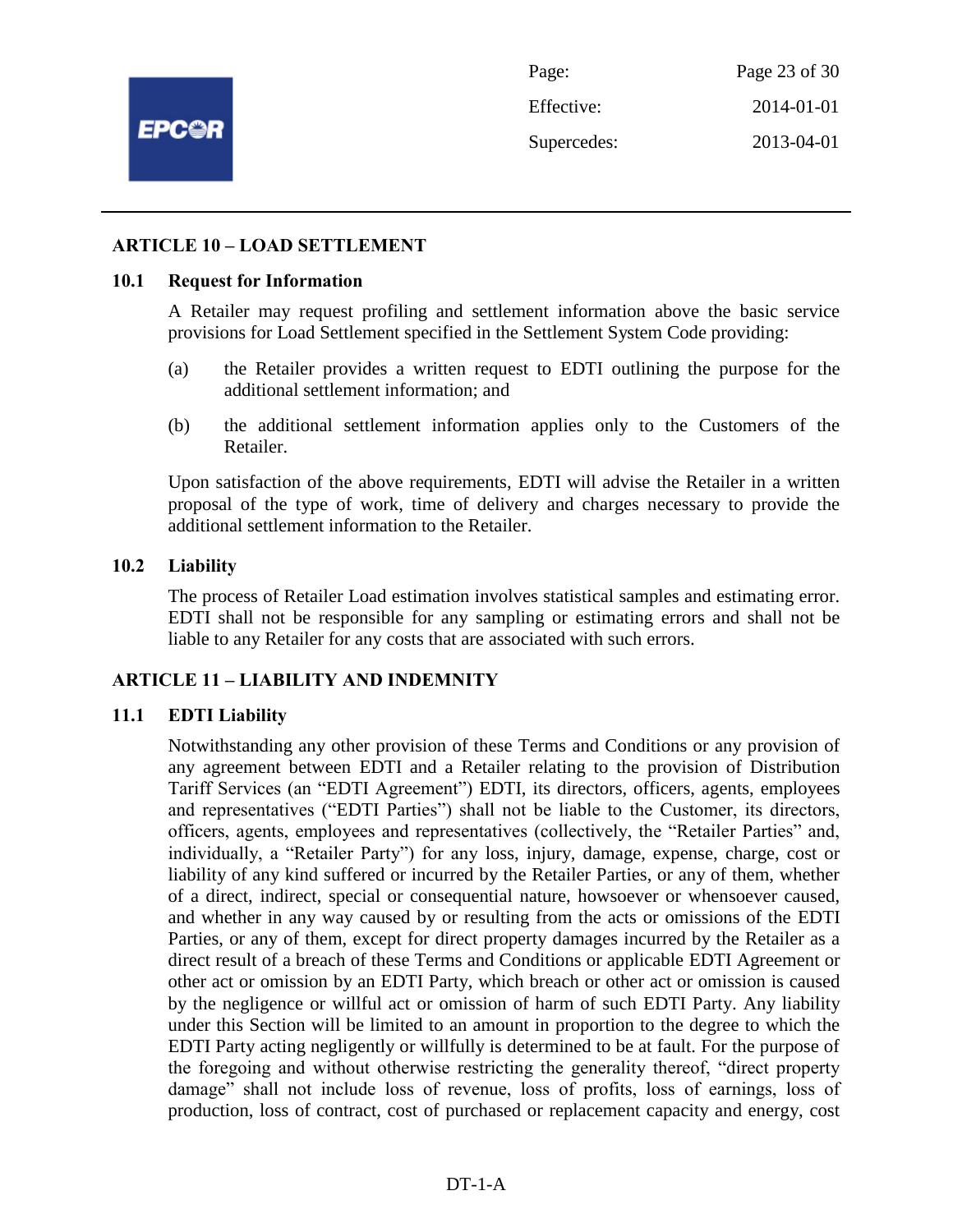## ARTICLE 10 – LOAD SETTLEMENT

### 10.1 Request for Information

A Retailer may request profiling and settlement information above the basic service provisions for Load Settlement specified in the Settlement System Code providing:

(a) the Retailer provides a written request to EDTI outlining the purpose for the additional settlement information; and

(b) the additional settlement information applies only to the Customers of the Retailer.

Upon satisfaction of the above requirements, EDTI will advise the Retailer in a written proposal of the type of work, time of delivery and charges necessary to provide the additional settlement information to the Retailer.

### 10.2 Liability

The process of Retailer Load estimation involves statistical samples and estimating error. EDTI shall not be responsible for any sampling or estimating errors and shall not be liable to any Retailer for any costs that are associated with such errors.

## ARTICLE 11 – LIABILITY AND INDEMNITY

### 11.1 EDTI Liability

Notwithstanding any other provision of these Terms and Conditions or any provision of any agreement between EDTI and a Retailer relating to the provision of Distribution Tariff Services (an "EDTI Agreement") EDTI, its directors, officers, agents, employees and representatives ("EDTI Parties") shall not be liable to the Customer, its directors, officers, agents, employees and representatives (collectively, the "Retailer Parties" and, individually, a "Retailer Party") for any loss, injury, damage, expense, charge, cost or liability of any kind suffered or incurred by the Retailer Parties, or any of them, whether of a direct, indirect, special or consequential nature, howsoever or whensoever caused, and whether in any way caused by or resulting from the acts or omissions of the EDTI Parties, or any of them, except for direct property damages incurred by the Retailer as a direct result of a breach of these Terms and Conditions or applicable EDTI Agreement or other act or omission by an EDTI Party, which breach or other act or omission is caused by the negligence or willful act or omission of harm of such EDTI Party. Any liability under this Section will be limited to an amount in proportion to the degree to which the EDTI Party acting negligently or willfully is determined to be at fault. For the purpose of the foregoing and without otherwise restricting the generality thereof, "direct property damage" shall not include loss of revenue, loss of profits, loss of earnings, loss of production, loss of contract, cost of purchased or replacement capacity and energy, cost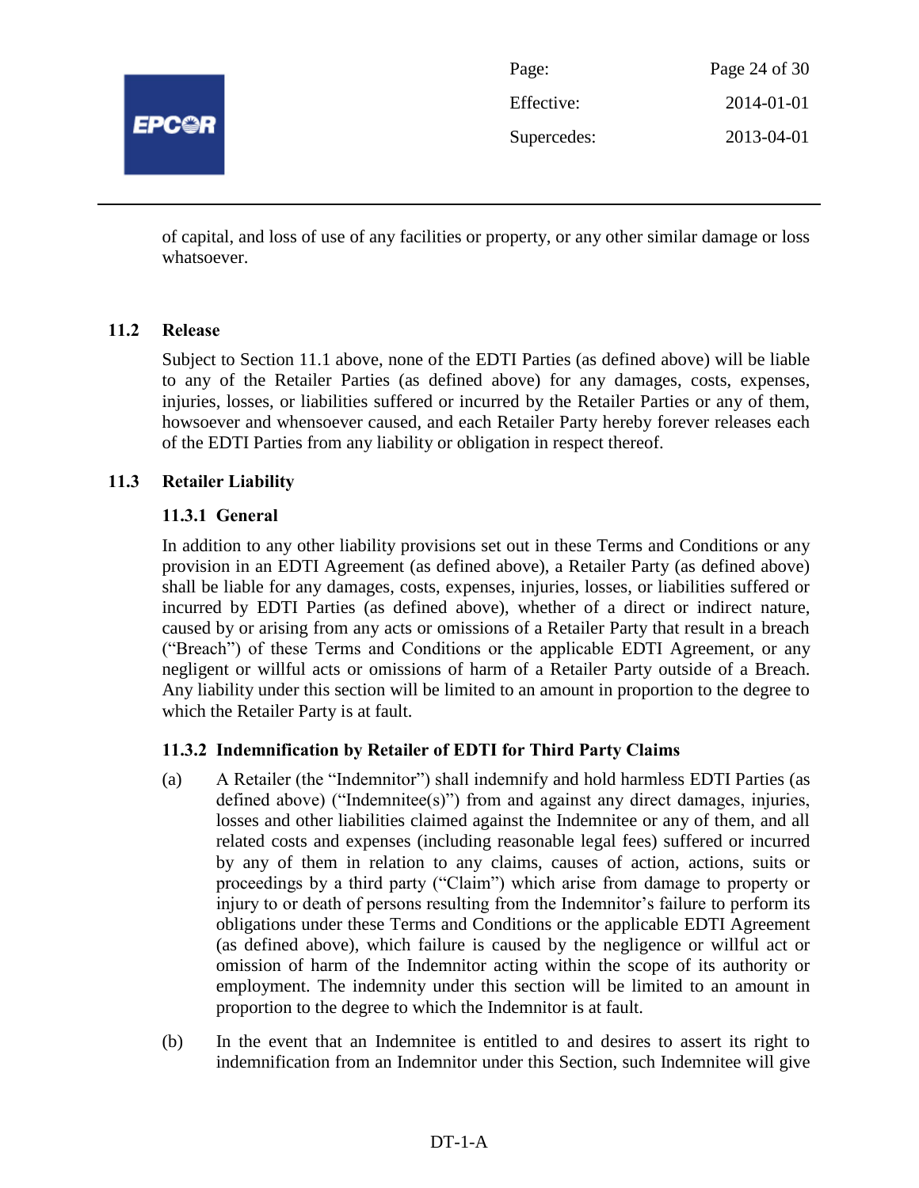of capital, and loss of use of any facilities or property, or any other similar damage or loss whatsoever.

## 11.2 Release

Subject to Section 11.1 above, none of the EDTI Parties (as defined above) will be liable to any of the Retailer Parties (as defined above) for any damages, costs, expenses, injuries, losses, or liabilities suffered or incurred by the Retailer Parties or any of them, howsoever and whensoever caused, and each Retailer Party hereby forever releases each of the EDTI Parties from any liability or obligation in respect thereof.

## 11.3 Retailer Liability

### 11.3.1 General

In addition to any other liability provisions set out in these Terms and Conditions or any provision in an EDTI Agreement (as defined above), a Retailer Party (as defined above) shall be liable for any damages, costs, expenses, injuries, losses, or liabilities suffered or incurred by EDTI Parties (as defined above), whether of a direct or indirect nature, caused by or arising from any acts or omissions of a Retailer Party that result in a breach ("Breach") of these Terms and Conditions or the applicable EDTI Agreement, or any negligent or willful acts or omissions of harm of a Retailer Party outside of a Breach. Any liability under this section will be limited to an amount in proportion to the degree to which the Retailer Party is at fault.

### 11.3.2 Indemnification by Retailer of EDTI for Third Party Claims

(a) A Retailer (the "Indemnitor") shall indemnify and hold harmless EDTI Parties (as defined above) ("Indemnitee(s)") from and against any direct damages, injuries, losses and other liabilities claimed against the Indemnitee or any of them, and all related costs and expenses (including reasonable legal fees) suffered or incurred by any of them in relation to any claims, causes of action, actions, suits or proceedings by a third party ("Claim") which arise from damage to property or injury to or death of persons resulting from the Indemnitor's failure to perform its obligations under these Terms and Conditions or the applicable EDTI Agreement (as defined above), which failure is caused by the negligence or willful act or omission of harm of the Indemnitor acting within the scope of its authority or employment. The indemnity under this section will be limited to an amount in proportion to the degree to which the Indemnitor is at fault.

(b) In the event that an Indemnitee is entitled to and desires to assert its right to indemnification from an Indemnitor under this Section, such Indemnitee will give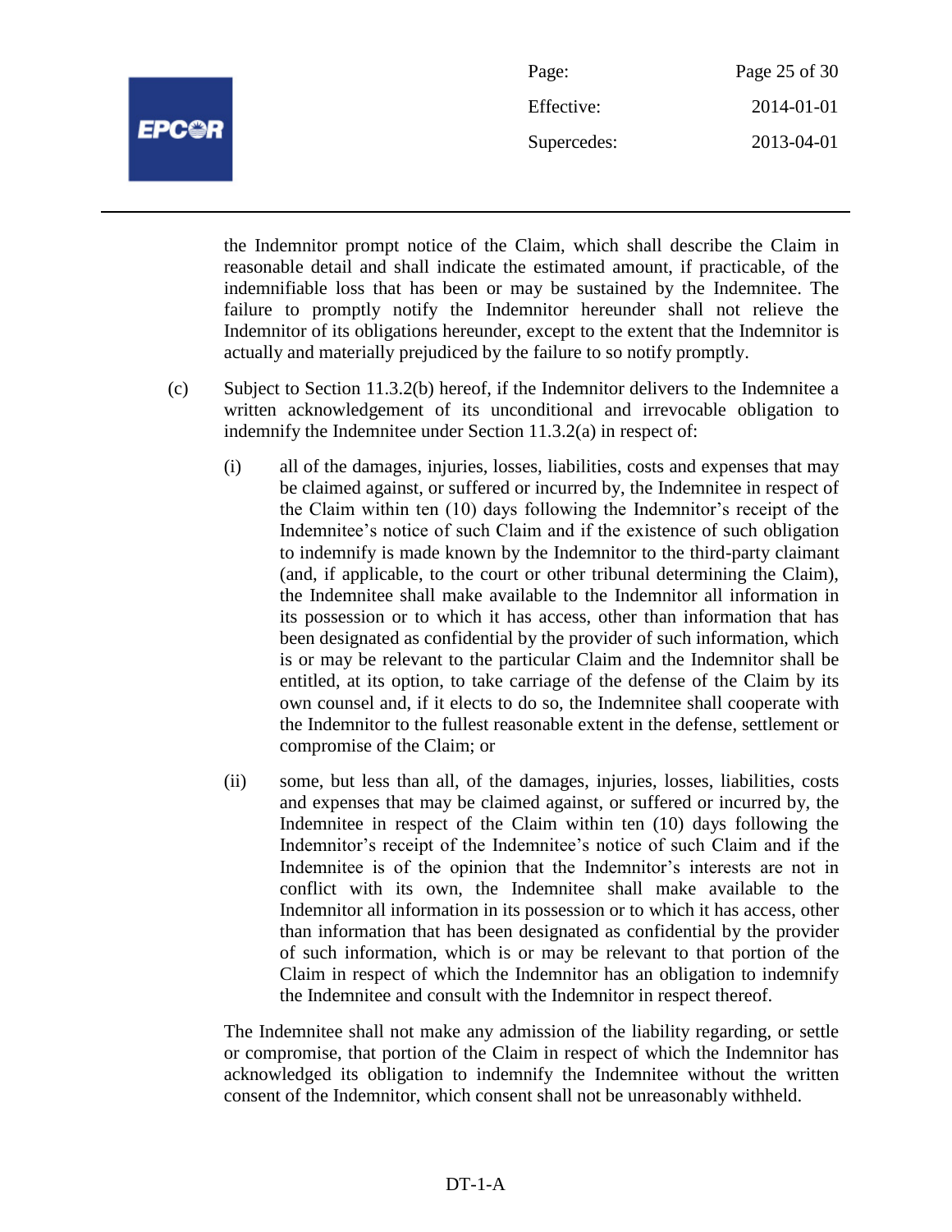the Indemnitor prompt notice of the Claim, which shall describe the Claim in reasonable detail and shall indicate the estimated amount, if practicable, of the indemnifiable loss that has been or may be sustained by the Indemnitee. The failure to promptly notify the Indemnitor hereunder shall not relieve the Indemnitor of its obligations hereunder, except to the extent that the Indemnitor is actually and materially prejudiced by the failure to so notify promptly.

(c) Subject to Section 11.3.2(b) hereof, if the Indemnitor delivers to the Indemnitee a written acknowledgement of its unconditional and irrevocable obligation to indemnify the Indemnitee under Section 11.3.2(a) in respect of:

   (i) all of the damages, injuries, losses, liabilities, costs and expenses that may be claimed against, or suffered or incurred by, the Indemnitee in respect of the Claim within ten (10) days following the Indemnitor's receipt of the Indemnitee's notice of such Claim and if the existence of such obligation to indemnify is made known by the Indemnitor to the third-party claimant (and, if applicable, to the court or other tribunal determining the Claim), the Indemnitee shall make available to the Indemnitor all information in its possession or to which it has access, other than information that has been designated as confidential by the provider of such information, which is or may be relevant to the particular Claim and the Indemnitor shall be entitled, at its option, to take carriage of the defense of the Claim by its own counsel and, if it elects to do so, the Indemnitee shall cooperate with the Indemnitor to the fullest reasonable extent in the defense, settlement or compromise of the Claim; or

   (ii) some, but less than all, of the damages, injuries, losses, liabilities, costs and expenses that may be claimed against, or suffered or incurred by, the Indemnitee in respect of the Claim within ten (10) days following the Indemnitor's receipt of the Indemnitee's notice of such Claim and if the Indemnitee is of the opinion that the Indemnitor's interests are not in conflict with its own, the Indemnitee shall make available to the Indemnitor all information in its possession or to which it has access, other than information that has been designated as confidential by the provider of such information, which is or may be relevant to that portion of the Claim in respect of which the Indemnitor has an obligation to indemnify the Indemnitee and consult with the Indemnitor in respect thereof.

The Indemnitee shall not make any admission of the liability regarding, or settle or compromise, that portion of the Claim in respect of which the Indemnitor has acknowledged its obligation to indemnify the Indemnitee without the written consent of the Indemnitor, which consent shall not be unreasonably withheld.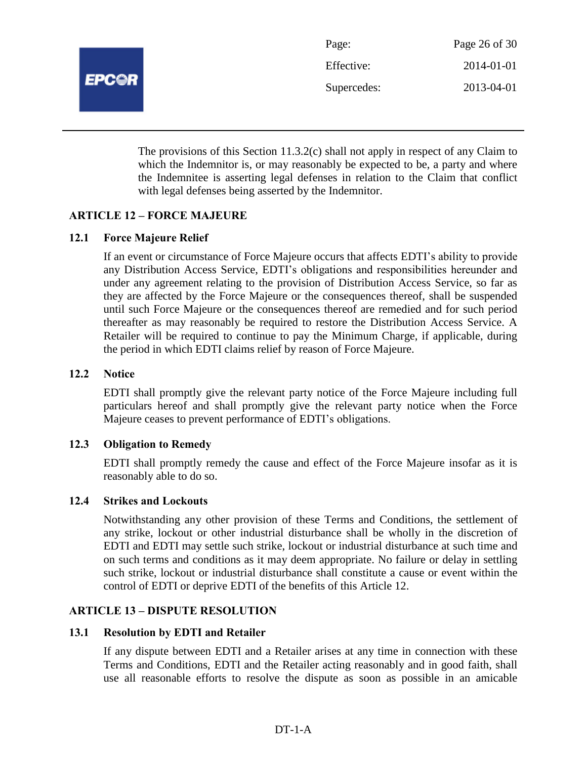The provisions of this Section 11.3.2(c) shall not apply in respect of any Claim to which the Indemnitor is, or may reasonably be expected to be, a party and where the Indemnitee is asserting legal defenses in relation to the Claim that conflict with legal defenses being asserted by the Indemnitor.

## ARTICLE 12 – FORCE MAJEURE

### 12.1 Force Majeure Relief

If an event or circumstance of Force Majeure occurs that affects EDTI's ability to provide any Distribution Access Service, EDTI's obligations and responsibilities hereunder and under any agreement relating to the provision of Distribution Access Service, so far as they are affected by the Force Majeure or the consequences thereof, shall be suspended until such Force Majeure or the consequences thereof are remedied and for such period thereafter as may reasonably be required to restore the Distribution Access Service. A Retailer will be required to continue to pay the Minimum Charge, if applicable, during the period in which EDTI claims relief by reason of Force Majeure.

### 12.2 Notice

EDTI shall promptly give the relevant party notice of the Force Majeure including full particulars hereof and shall promptly give the relevant party notice when the Force Majeure ceases to prevent performance of EDTI's obligations.

### 12.3 Obligation to Remedy

EDTI shall promptly remedy the cause and effect of the Force Majeure insofar as it is reasonably able to do so.

### 12.4 Strikes and Lockouts

Notwithstanding any other provision of these Terms and Conditions, the settlement of any strike, lockout or other industrial disturbance shall be wholly in the discretion of EDTI and EDTI may settle such strike, lockout or industrial disturbance at such time and on such terms and conditions as it may deem appropriate. No failure or delay in settling such strike, lockout or industrial disturbance shall constitute a cause or event within the control of EDTI or deprive EDTI of the benefits of this Article 12.

## ARTICLE 13 – DISPUTE RESOLUTION

### 13.1 Resolution by EDTI and Retailer

If any dispute between EDTI and a Retailer arises at any time in connection with these Terms and Conditions, EDTI and the Retailer acting reasonably and in good faith, shall use all reasonable efforts to resolve the dispute as soon as possible in an amicable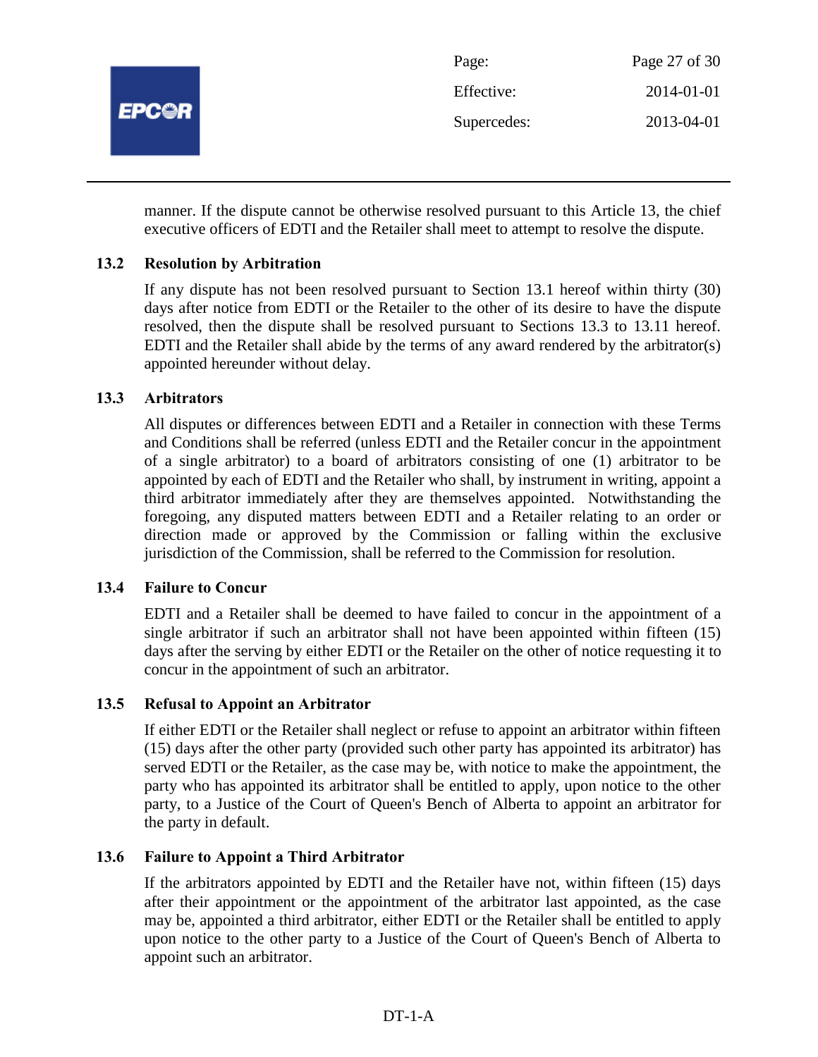manner. If the dispute cannot be otherwise resolved pursuant to this Article 13, the chief executive officers of EDTI and the Retailer shall meet to attempt to resolve the dispute.

### 13.2 Resolution by Arbitration

If any dispute has not been resolved pursuant to Section 13.1 hereof within thirty (30) days after notice from EDTI or the Retailer to the other of its desire to have the dispute resolved, then the dispute shall be resolved pursuant to Sections 13.3 to 13.11 hereof. EDTI and the Retailer shall abide by the terms of any award rendered by the arbitrator(s) appointed hereunder without delay.

### 13.3 Arbitrators

All disputes or differences between EDTI and a Retailer in connection with these Terms and Conditions shall be referred (unless EDTI and the Retailer concur in the appointment of a single arbitrator) to a board of arbitrators consisting of one (1) arbitrator to be appointed by each of EDTI and the Retailer who shall, by instrument in writing, appoint a third arbitrator immediately after they are themselves appointed. Notwithstanding the foregoing, any disputed matters between EDTI and a Retailer relating to an order or direction made or approved by the Commission or falling within the exclusive jurisdiction of the Commission, shall be referred to the Commission for resolution.

### 13.4 Failure to Concur

EDTI and a Retailer shall be deemed to have failed to concur in the appointment of a single arbitrator if such an arbitrator shall not have been appointed within fifteen (15) days after the serving by either EDTI or the Retailer on the other of notice requesting it to concur in the appointment of such an arbitrator.

### 13.5 Refusal to Appoint an Arbitrator

If either EDTI or the Retailer shall neglect or refuse to appoint an arbitrator within fifteen (15) days after the other party (provided such other party has appointed its arbitrator) has served EDTI or the Retailer, as the case may be, with notice to make the appointment, the party who has appointed its arbitrator shall be entitled to apply, upon notice to the other party, to a Justice of the Court of Queen's Bench of Alberta to appoint an arbitrator for the party in default.

### 13.6 Failure to Appoint a Third Arbitrator

If the arbitrators appointed by EDTI and the Retailer have not, within fifteen (15) days after their appointment or the appointment of the arbitrator last appointed, as the case may be, appointed a third arbitrator, either EDTI or the Retailer shall be entitled to apply upon notice to the other party to a Justice of the Court of Queen's Bench of Alberta to appoint such an arbitrator.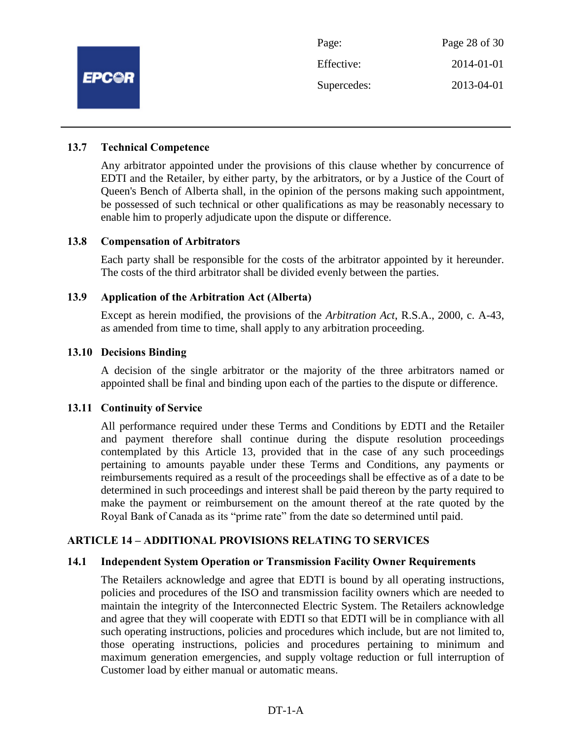### 13.7 Technical Competence

Any arbitrator appointed under the provisions of this clause whether by concurrence of EDTI and the Retailer, by either party, by the arbitrators, or by a Justice of the Court of Queen's Bench of Alberta shall, in the opinion of the persons making such appointment, be possessed of such technical or other qualifications as may be reasonably necessary to enable him to properly adjudicate upon the dispute or difference.

### 13.8 Compensation of Arbitrators

Each party shall be responsible for the costs of the arbitrator appointed by it hereunder. The costs of the third arbitrator shall be divided evenly between the parties.

### 13.9 Application of the Arbitration Act (Alberta)

Except as herein modified, the provisions of the *Arbitration Act*, R.S.A., 2000, c. A-43, as amended from time to time, shall apply to any arbitration proceeding.

### 13.10 Decisions Binding

A decision of the single arbitrator or the majority of the three arbitrators named or appointed shall be final and binding upon each of the parties to the dispute or difference.

### 13.11 Continuity of Service

All performance required under these Terms and Conditions by EDTI and the Retailer and payment therefore shall continue during the dispute resolution proceedings contemplated by this Article 13, provided that in the case of any such proceedings pertaining to amounts payable under these Terms and Conditions, any payments or reimbursements required as a result of the proceedings shall be effective as of a date to be determined in such proceedings and interest shall be paid thereon by the party required to make the payment or reimbursement on the amount thereof at the rate quoted by the Royal Bank of Canada as its "prime rate" from the date so determined until paid.

## ARTICLE 14 – ADDITIONAL PROVISIONS RELATING TO SERVICES

### 14.1 Independent System Operation or Transmission Facility Owner Requirements

The Retailers acknowledge and agree that EDTI is bound by all operating instructions, policies and procedures of the ISO and transmission facility owners which are needed to maintain the integrity of the Interconnected Electric System. The Retailers acknowledge and agree that they will cooperate with EDTI so that EDTI will be in compliance with all such operating instructions, policies and procedures which include, but are not limited to, those operating instructions, policies and procedures pertaining to minimum and maximum generation emergencies, and supply voltage reduction or full interruption of Customer load by either manual or automatic means.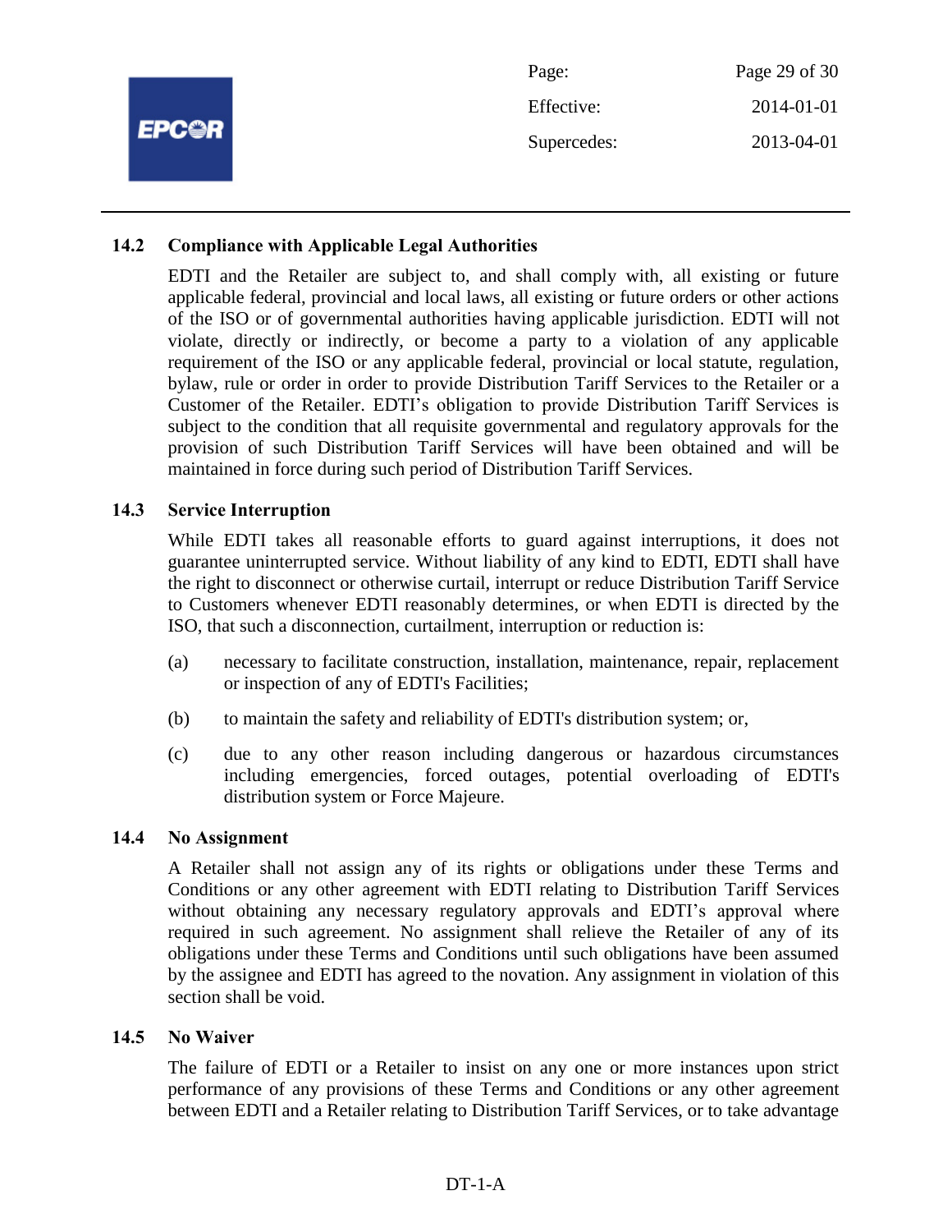### 14.2 Compliance with Applicable Legal Authorities

EDTI and the Retailer are subject to, and shall comply with, all existing or future applicable federal, provincial and local laws, all existing or future orders or other actions of the ISO or of governmental authorities having applicable jurisdiction. EDTI will not violate, directly or indirectly, or become a party to a violation of any applicable requirement of the ISO or any applicable federal, provincial or local statute, regulation, bylaw, rule or order in order to provide Distribution Tariff Services to the Retailer or a Customer of the Retailer. EDTI's obligation to provide Distribution Tariff Services is subject to the condition that all requisite governmental and regulatory approvals for the provision of such Distribution Tariff Services will have been obtained and will be maintained in force during such period of Distribution Tariff Services.

### 14.3 Service Interruption

While EDTI takes all reasonable efforts to guard against interruptions, it does not guarantee uninterrupted service. Without liability of any kind to EDTI, EDTI shall have the right to disconnect or otherwise curtail, interrupt or reduce Distribution Tariff Service to Customers whenever EDTI reasonably determines, or when EDTI is directed by the ISO, that such a disconnection, curtailment, interruption or reduction is:

(a) necessary to facilitate construction, installation, maintenance, repair, replacement or inspection of any of EDTI's Facilities;

(b) to maintain the safety and reliability of EDTI's distribution system; or,

(c) due to any other reason including dangerous or hazardous circumstances including emergencies, forced outages, potential overloading of EDTI's distribution system or Force Majeure.

### 14.4 No Assignment

A Retailer shall not assign any of its rights or obligations under these Terms and Conditions or any other agreement with EDTI relating to Distribution Tariff Services without obtaining any necessary regulatory approvals and EDTI's approval where required in such agreement. No assignment shall relieve the Retailer of any of its obligations under these Terms and Conditions until such obligations have been assumed by the assignee and EDTI has agreed to the novation. Any assignment in violation of this section shall be void.

### 14.5 No Waiver

The failure of EDTI or a Retailer to insist on any one or more instances upon strict performance of any provisions of these Terms and Conditions or any other agreement between EDTI and a Retailer relating to Distribution Tariff Services, or to take advantage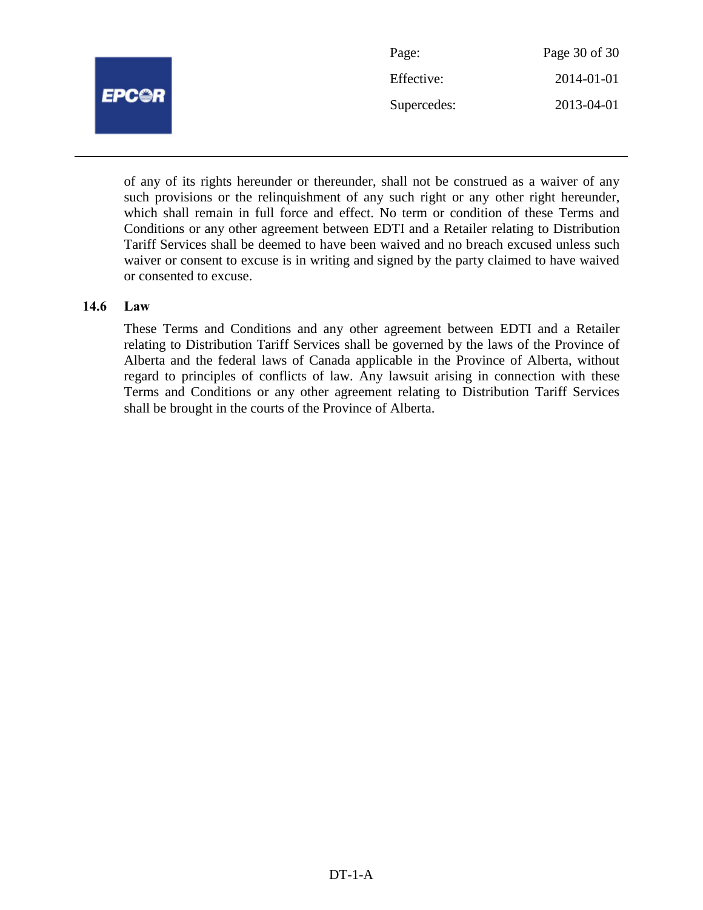of any of its rights hereunder or thereunder, shall not be construed as a waiver of any such provisions or the relinquishment of any such right or any other right hereunder, which shall remain in full force and effect. No term or condition of these Terms and Conditions or any other agreement between EDTI and a Retailer relating to Distribution Tariff Services shall be deemed to have been waived and no breach excused unless such waiver or consent to excuse is in writing and signed by the party claimed to have waived or consented to excuse.

### 14.6 Law

These Terms and Conditions and any other agreement between EDTI and a Retailer relating to Distribution Tariff Services shall be governed by the laws of the Province of Alberta and the federal laws of Canada applicable in the Province of Alberta, without regard to principles of conflicts of law. Any lawsuit arising in connection with these Terms and Conditions or any other agreement relating to Distribution Tariff Services shall be brought in the courts of the Province of Alberta.